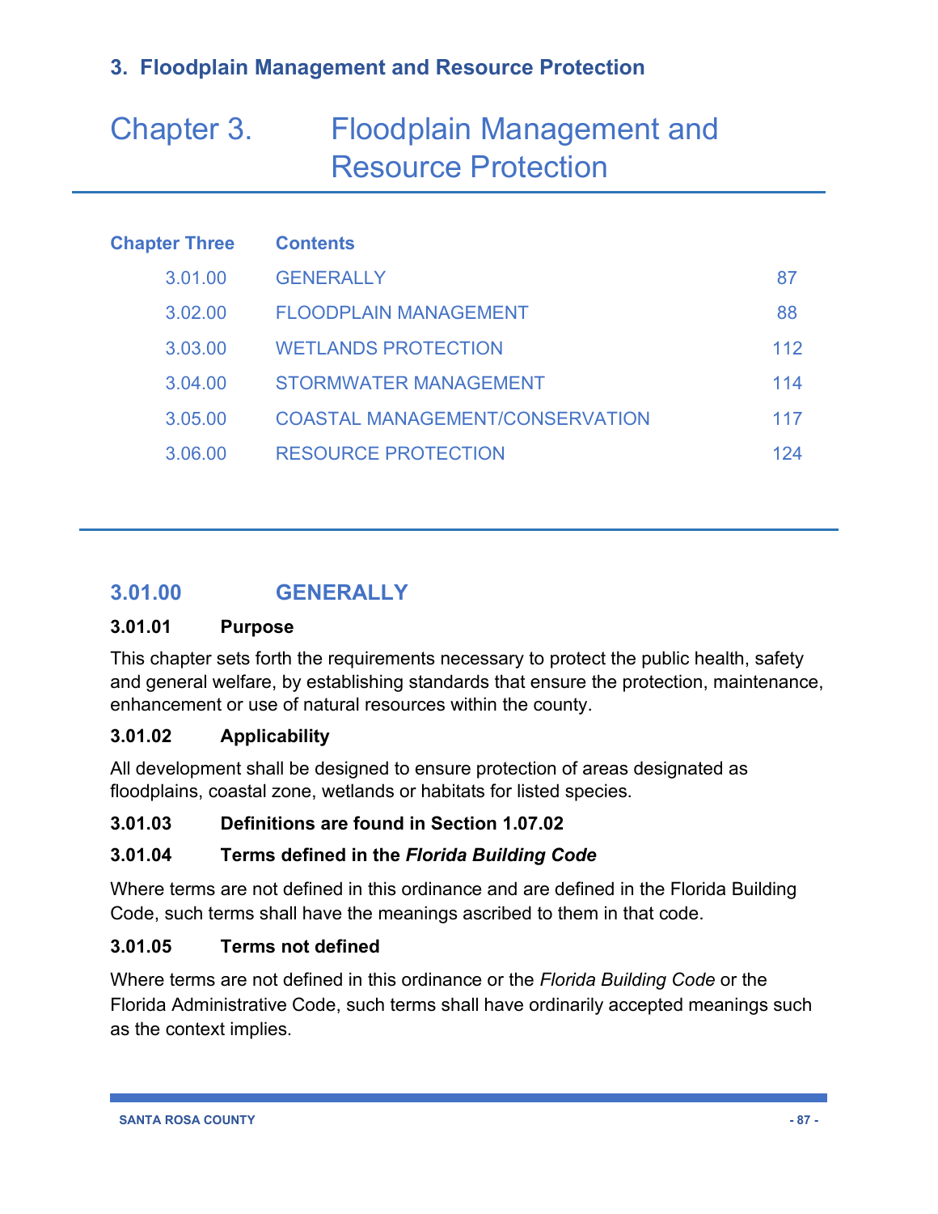# Chapter 3. Floodplain Management and Resource Protection

| Chapter Three | Contents | |
|---|---|---|
| 3.01.00 | GENERALLY | 87 |
| 3.02.00 | FLOODPLAIN MANAGEMENT | 88 |
| 3.03.00 | WETLANDS PROTECTION | 112 |
| 3.04.00 | STORMWATER MANAGEMENT | 114 |
| 3.05.00 | COASTAL MANAGEMENT/CONSERVATION | 117 |
| 3.06.00 | RESOURCE PROTECTION | 124 |

## 3.01.00 GENERALLY

### 3.01.01 Purpose

This chapter sets forth the requirements necessary to protect the public health, safety and general welfare, by establishing standards that ensure the protection, maintenance, enhancement or use of natural resources within the county.

### 3.01.02 Applicability

All development shall be designed to ensure protection of areas designated as floodplains, coastal zone, wetlands or habitats for listed species.

### 3.01.03 Definitions are found in Section 1.07.02

### 3.01.04 Terms defined in the *Florida Building Code*

Where terms are not defined in this ordinance and are defined in the Florida Building Code, such terms shall have the meanings ascribed to them in that code.

### 3.01.05 Terms not defined

Where terms are not defined in this ordinance or the *Florida Building Code* or the Florida Administrative Code, such terms shall have ordinarily accepted meanings such as the context implies.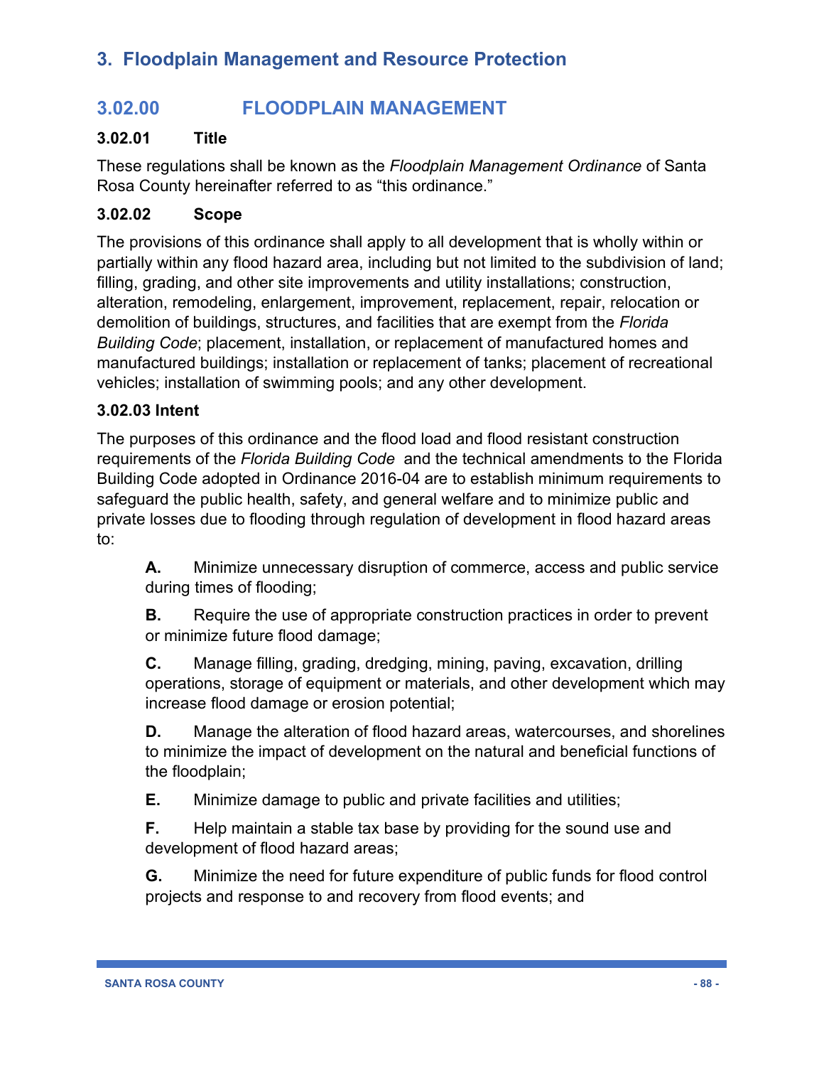# 3. Floodplain Management and Resource Protection

## 3.02.00 FLOODPLAIN MANAGEMENT

### 3.02.01 Title

These regulations shall be known as the *Floodplain Management Ordinance* of Santa Rosa County hereinafter referred to as "this ordinance."

### 3.02.02 Scope

The provisions of this ordinance shall apply to all development that is wholly within or partially within any flood hazard area, including but not limited to the subdivision of land; filling, grading, and other site improvements and utility installations; construction, alteration, remodeling, enlargement, improvement, replacement, repair, relocation or demolition of buildings, structures, and facilities that are exempt from the *Florida Building Code*; placement, installation, or replacement of manufactured homes and manufactured buildings; installation or replacement of tanks; placement of recreational vehicles; installation of swimming pools; and any other development.

### 3.02.03 Intent

The purposes of this ordinance and the flood load and flood resistant construction requirements of the *Florida Building Code* and the technical amendments to the Florida Building Code adopted in Ordinance 2016-04 are to establish minimum requirements to safeguard the public health, safety, and general welfare and to minimize public and private losses due to flooding through regulation of development in flood hazard areas to:

**A.** Minimize unnecessary disruption of commerce, access and public service during times of flooding;

**B.** Require the use of appropriate construction practices in order to prevent or minimize future flood damage;

**C.** Manage filling, grading, dredging, mining, paving, excavation, drilling operations, storage of equipment or materials, and other development which may increase flood damage or erosion potential;

**D.** Manage the alteration of flood hazard areas, watercourses, and shorelines to minimize the impact of development on the natural and beneficial functions of the floodplain;

**E.** Minimize damage to public and private facilities and utilities;

**F.** Help maintain a stable tax base by providing for the sound use and development of flood hazard areas;

**G.** Minimize the need for future expenditure of public funds for flood control projects and response to and recovery from flood events; and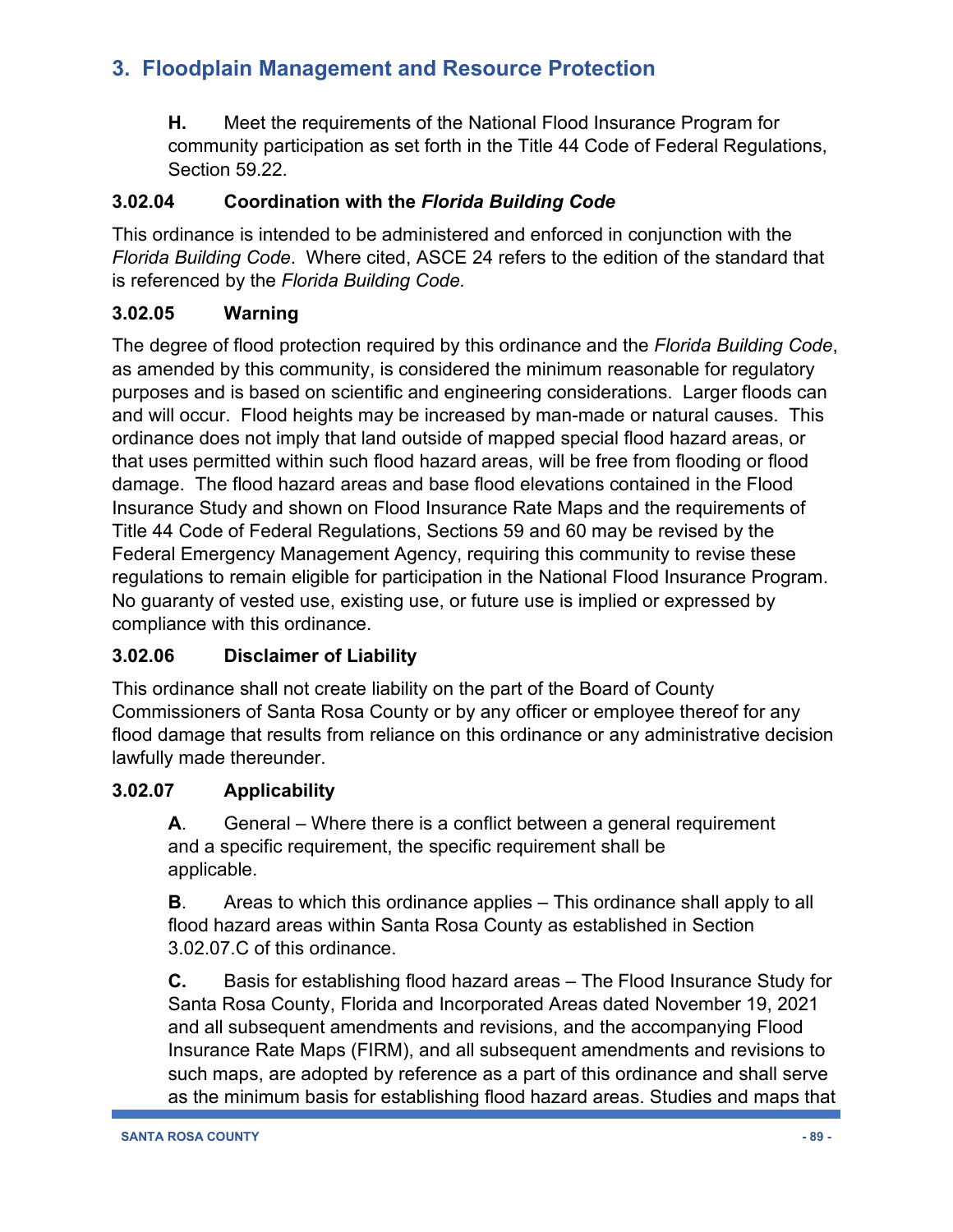# 3. Floodplain Management and Resource Protection

**H.** Meet the requirements of the National Flood Insurance Program for community participation as set forth in the Title 44 Code of Federal Regulations, Section 59.22.

### 3.02.04 Coordination with the *Florida Building Code*

This ordinance is intended to be administered and enforced in conjunction with the *Florida Building Code*. Where cited, ASCE 24 refers to the edition of the standard that is referenced by the *Florida Building Code.*

### 3.02.05 Warning

The degree of flood protection required by this ordinance and the *Florida Building Code*, as amended by this community, is considered the minimum reasonable for regulatory purposes and is based on scientific and engineering considerations. Larger floods can and will occur. Flood heights may be increased by man-made or natural causes. This ordinance does not imply that land outside of mapped special flood hazard areas, or that uses permitted within such flood hazard areas, will be free from flooding or flood damage. The flood hazard areas and base flood elevations contained in the Flood Insurance Study and shown on Flood Insurance Rate Maps and the requirements of Title 44 Code of Federal Regulations, Sections 59 and 60 may be revised by the Federal Emergency Management Agency, requiring this community to revise these regulations to remain eligible for participation in the National Flood Insurance Program. No guaranty of vested use, existing use, or future use is implied or expressed by compliance with this ordinance.

### 3.02.06 Disclaimer of Liability

This ordinance shall not create liability on the part of the Board of County Commissioners of Santa Rosa County or by any officer or employee thereof for any flood damage that results from reliance on this ordinance or any administrative decision lawfully made thereunder.

### 3.02.07 Applicability

**A**. General – Where there is a conflict between a general requirement and a specific requirement, the specific requirement shall be applicable.

**B**. Areas to which this ordinance applies – This ordinance shall apply to all flood hazard areas within Santa Rosa County as established in Section 3.02.07.C of this ordinance.

**C.** Basis for establishing flood hazard areas – The Flood Insurance Study for Santa Rosa County, Florida and Incorporated Areas dated November 19, 2021 and all subsequent amendments and revisions, and the accompanying Flood Insurance Rate Maps (FIRM), and all subsequent amendments and revisions to such maps, are adopted by reference as a part of this ordinance and shall serve as the minimum basis for establishing flood hazard areas. Studies and maps that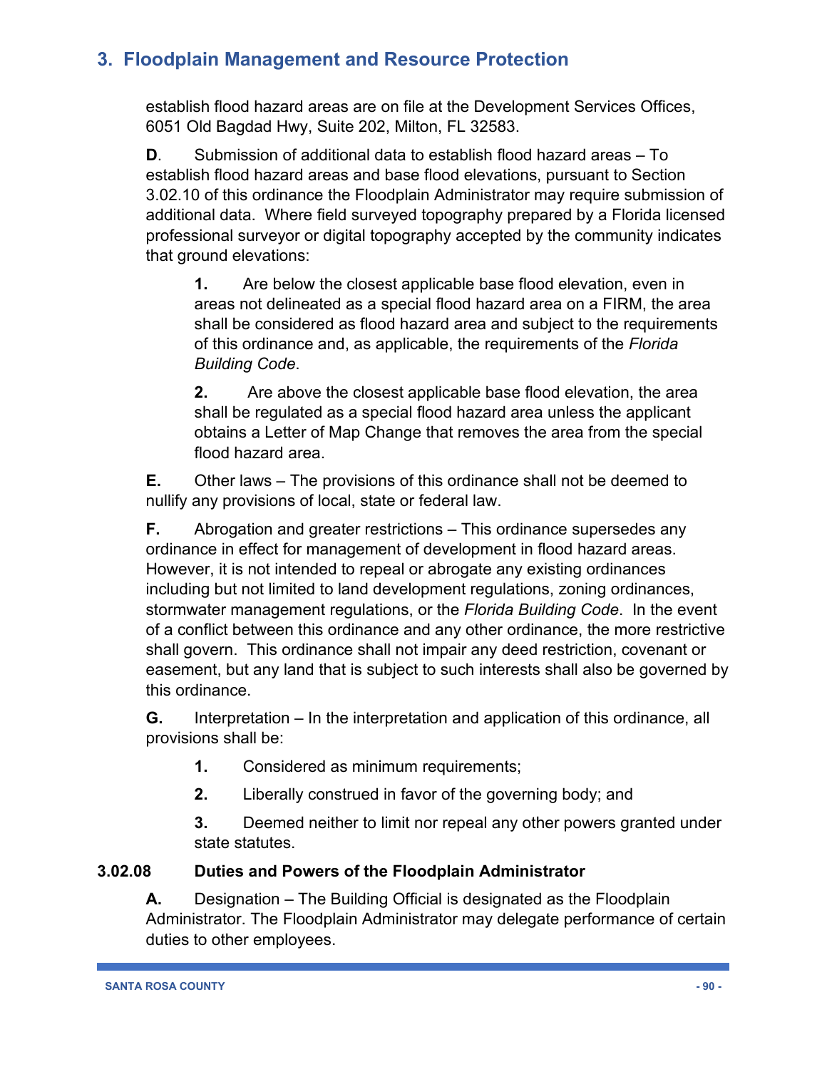establish flood hazard areas are on file at the Development Services Offices, 6051 Old Bagdad Hwy, Suite 202, Milton, FL 32583.

**D**. Submission of additional data to establish flood hazard areas – To establish flood hazard areas and base flood elevations, pursuant to Section 3.02.10 of this ordinance the Floodplain Administrator may require submission of additional data. Where field surveyed topography prepared by a Florida licensed professional surveyor or digital topography accepted by the community indicates that ground elevations:

**1.** Are below the closest applicable base flood elevation, even in areas not delineated as a special flood hazard area on a FIRM, the area shall be considered as flood hazard area and subject to the requirements of this ordinance and, as applicable, the requirements of the *Florida Building Code*.

**2.** Are above the closest applicable base flood elevation, the area shall be regulated as a special flood hazard area unless the applicant obtains a Letter of Map Change that removes the area from the special flood hazard area.

**E.** Other laws – The provisions of this ordinance shall not be deemed to nullify any provisions of local, state or federal law.

**F.** Abrogation and greater restrictions – This ordinance supersedes any ordinance in effect for management of development in flood hazard areas. However, it is not intended to repeal or abrogate any existing ordinances including but not limited to land development regulations, zoning ordinances, stormwater management regulations, or the *Florida Building Code*. In the event of a conflict between this ordinance and any other ordinance, the more restrictive shall govern. This ordinance shall not impair any deed restriction, covenant or easement, but any land that is subject to such interests shall also be governed by this ordinance.

**G.** Interpretation – In the interpretation and application of this ordinance, all provisions shall be:

**1.** Considered as minimum requirements;

**2.** Liberally construed in favor of the governing body; and

**3.** Deemed neither to limit nor repeal any other powers granted under state statutes.

### 3.02.08 Duties and Powers of the Floodplain Administrator

**A.** Designation – The Building Official is designated as the Floodplain Administrator. The Floodplain Administrator may delegate performance of certain duties to other employees.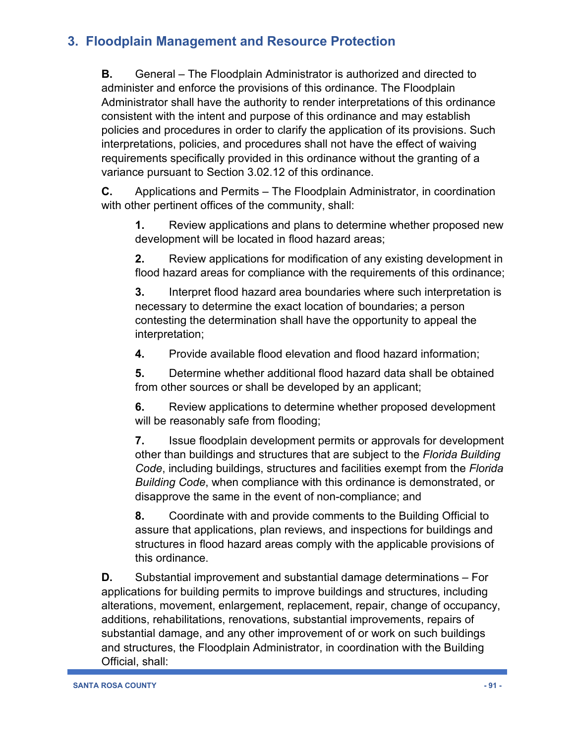## 3. Floodplain Management and Resource Protection

**B.** General – The Floodplain Administrator is authorized and directed to administer and enforce the provisions of this ordinance. The Floodplain Administrator shall have the authority to render interpretations of this ordinance consistent with the intent and purpose of this ordinance and may establish policies and procedures in order to clarify the application of its provisions. Such interpretations, policies, and procedures shall not have the effect of waiving requirements specifically provided in this ordinance without the granting of a variance pursuant to Section 3.02.12 of this ordinance.

**C.** Applications and Permits – The Floodplain Administrator, in coordination with other pertinent offices of the community, shall:

> **1.** Review applications and plans to determine whether proposed new development will be located in flood hazard areas;
>
> **2.** Review applications for modification of any existing development in flood hazard areas for compliance with the requirements of this ordinance;
>
> **3.** Interpret flood hazard area boundaries where such interpretation is necessary to determine the exact location of boundaries; a person contesting the determination shall have the opportunity to appeal the interpretation;
>
> **4.** Provide available flood elevation and flood hazard information;
>
> **5.** Determine whether additional flood hazard data shall be obtained from other sources or shall be developed by an applicant;
>
> **6.** Review applications to determine whether proposed development will be reasonably safe from flooding;
>
> **7.** Issue floodplain development permits or approvals for development other than buildings and structures that are subject to the *Florida Building Code*, including buildings, structures and facilities exempt from the *Florida Building Code*, when compliance with this ordinance is demonstrated, or disapprove the same in the event of non-compliance; and
>
> **8.** Coordinate with and provide comments to the Building Official to assure that applications, plan reviews, and inspections for buildings and structures in flood hazard areas comply with the applicable provisions of this ordinance.

**D.** Substantial improvement and substantial damage determinations – For applications for building permits to improve buildings and structures, including alterations, movement, enlargement, replacement, repair, change of occupancy, additions, rehabilitations, renovations, substantial improvements, repairs of substantial damage, and any other improvement of or work on such buildings and structures, the Floodplain Administrator, in coordination with the Building Official, shall: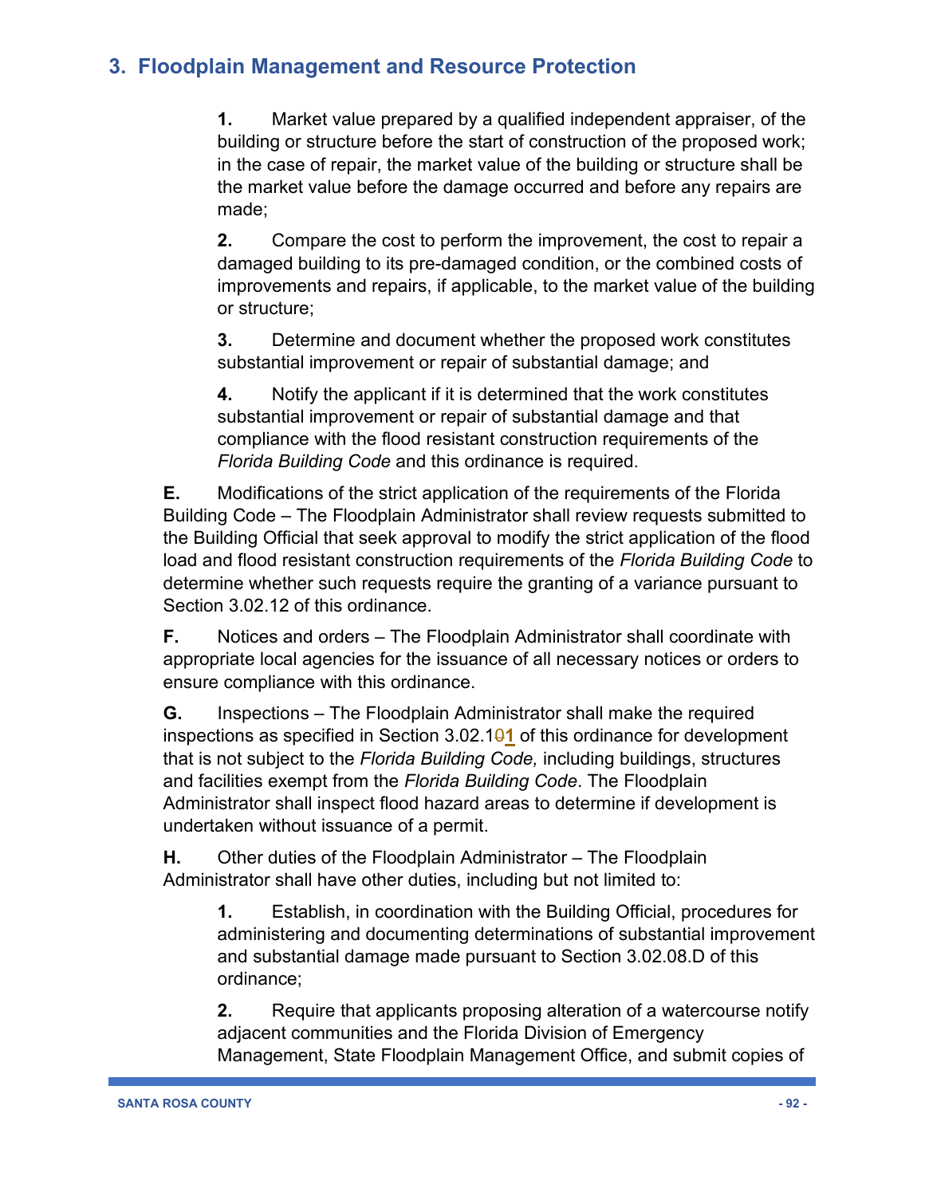## 3. Floodplain Management and Resource Protection

**1.** Market value prepared by a qualified independent appraiser, of the building or structure before the start of construction of the proposed work; in the case of repair, the market value of the building or structure shall be the market value before the damage occurred and before any repairs are made;

**2.** Compare the cost to perform the improvement, the cost to repair a damaged building to its pre-damaged condition, or the combined costs of improvements and repairs, if applicable, to the market value of the building or structure;

**3.** Determine and document whether the proposed work constitutes substantial improvement or repair of substantial damage; and

**4.** Notify the applicant if it is determined that the work constitutes substantial improvement or repair of substantial damage and that compliance with the flood resistant construction requirements of the *Florida Building Code* and this ordinance is required.

**E.** Modifications of the strict application of the requirements of the Florida Building Code – The Floodplain Administrator shall review requests submitted to the Building Official that seek approval to modify the strict application of the flood load and flood resistant construction requirements of the *Florida Building Code* to determine whether such requests require the granting of a variance pursuant to Section 3.02.12 of this ordinance.

**F.** Notices and orders – The Floodplain Administrator shall coordinate with appropriate local agencies for the issuance of all necessary notices or orders to ensure compliance with this ordinance.

**G.** Inspections – The Floodplain Administrator shall make the required inspections as specified in Section 3.02.1~~0~~**1** of this ordinance for development that is not subject to the *Florida Building Code,* including buildings, structures and facilities exempt from the *Florida Building Code*. The Floodplain Administrator shall inspect flood hazard areas to determine if development is undertaken without issuance of a permit.

**H.** Other duties of the Floodplain Administrator – The Floodplain Administrator shall have other duties, including but not limited to:

**1.** Establish, in coordination with the Building Official, procedures for administering and documenting determinations of substantial improvement and substantial damage made pursuant to Section 3.02.08.D of this ordinance;

**2.** Require that applicants proposing alteration of a watercourse notify adjacent communities and the Florida Division of Emergency Management, State Floodplain Management Office, and submit copies of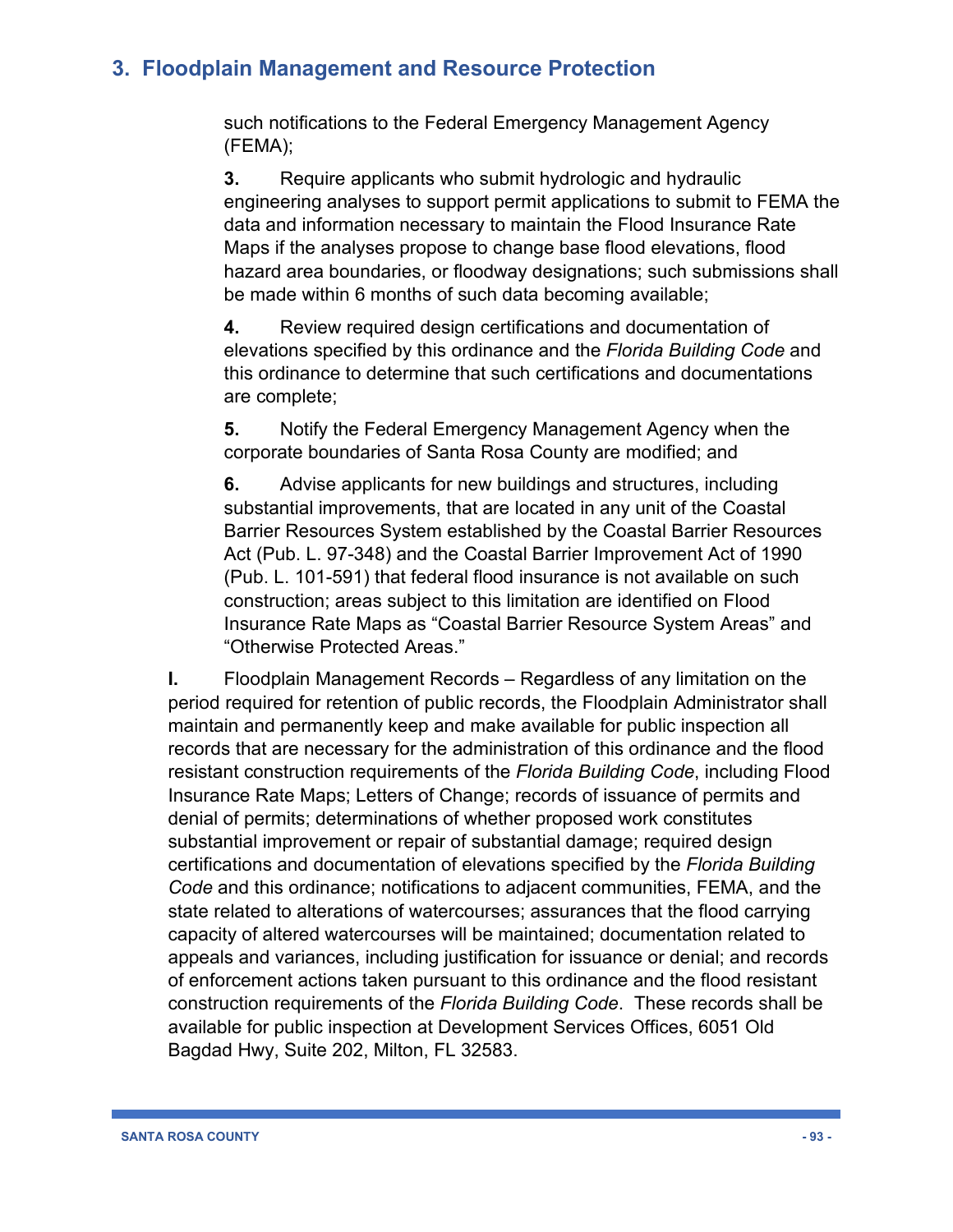such notifications to the Federal Emergency Management Agency (FEMA);

**3.** Require applicants who submit hydrologic and hydraulic engineering analyses to support permit applications to submit to FEMA the data and information necessary to maintain the Flood Insurance Rate Maps if the analyses propose to change base flood elevations, flood hazard area boundaries, or floodway designations; such submissions shall be made within 6 months of such data becoming available;

**4.** Review required design certifications and documentation of elevations specified by this ordinance and the *Florida Building Code* and this ordinance to determine that such certifications and documentations are complete;

**5.** Notify the Federal Emergency Management Agency when the corporate boundaries of Santa Rosa County are modified; and

**6.** Advise applicants for new buildings and structures, including substantial improvements, that are located in any unit of the Coastal Barrier Resources System established by the Coastal Barrier Resources Act (Pub. L. 97-348) and the Coastal Barrier Improvement Act of 1990 (Pub. L. 101-591) that federal flood insurance is not available on such construction; areas subject to this limitation are identified on Flood Insurance Rate Maps as "Coastal Barrier Resource System Areas" and "Otherwise Protected Areas."

**I.** Floodplain Management Records – Regardless of any limitation on the period required for retention of public records, the Floodplain Administrator shall maintain and permanently keep and make available for public inspection all records that are necessary for the administration of this ordinance and the flood resistant construction requirements of the *Florida Building Code*, including Flood Insurance Rate Maps; Letters of Change; records of issuance of permits and denial of permits; determinations of whether proposed work constitutes substantial improvement or repair of substantial damage; required design certifications and documentation of elevations specified by the *Florida Building Code* and this ordinance; notifications to adjacent communities, FEMA, and the state related to alterations of watercourses; assurances that the flood carrying capacity of altered watercourses will be maintained; documentation related to appeals and variances, including justification for issuance or denial; and records of enforcement actions taken pursuant to this ordinance and the flood resistant construction requirements of the *Florida Building Code*. These records shall be available for public inspection at Development Services Offices, 6051 Old Bagdad Hwy, Suite 202, Milton, FL 32583.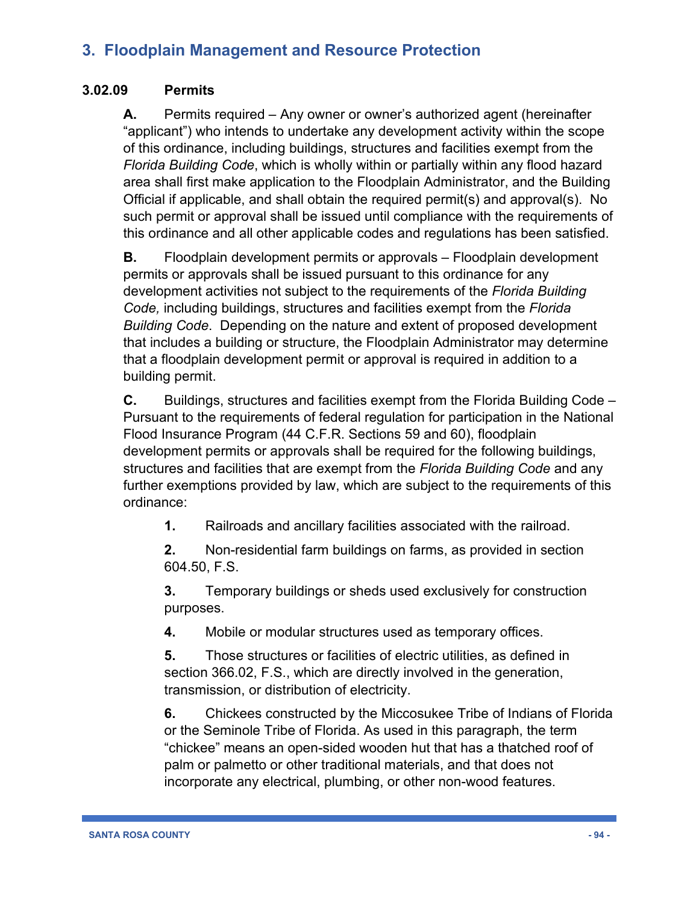## 3. Floodplain Management and Resource Protection

### 3.02.09 Permits

**A.** Permits required – Any owner or owner's authorized agent (hereinafter "applicant") who intends to undertake any development activity within the scope of this ordinance, including buildings, structures and facilities exempt from the *Florida Building Code*, which is wholly within or partially within any flood hazard area shall first make application to the Floodplain Administrator, and the Building Official if applicable, and shall obtain the required permit(s) and approval(s). No such permit or approval shall be issued until compliance with the requirements of this ordinance and all other applicable codes and regulations has been satisfied.

**B.** Floodplain development permits or approvals – Floodplain development permits or approvals shall be issued pursuant to this ordinance for any development activities not subject to the requirements of the *Florida Building Code,* including buildings, structures and facilities exempt from the *Florida Building Code*. Depending on the nature and extent of proposed development that includes a building or structure, the Floodplain Administrator may determine that a floodplain development permit or approval is required in addition to a building permit.

**C.** Buildings, structures and facilities exempt from the Florida Building Code – Pursuant to the requirements of federal regulation for participation in the National Flood Insurance Program (44 C.F.R. Sections 59 and 60), floodplain development permits or approvals shall be required for the following buildings, structures and facilities that are exempt from the *Florida Building Code* and any further exemptions provided by law, which are subject to the requirements of this ordinance:

**1.** Railroads and ancillary facilities associated with the railroad.

**2.** Non-residential farm buildings on farms, as provided in section 604.50, F.S.

**3.** Temporary buildings or sheds used exclusively for construction purposes.

**4.** Mobile or modular structures used as temporary offices.

**5.** Those structures or facilities of electric utilities, as defined in section 366.02, F.S., which are directly involved in the generation, transmission, or distribution of electricity.

**6.** Chickees constructed by the Miccosukee Tribe of Indians of Florida or the Seminole Tribe of Florida. As used in this paragraph, the term "chickee" means an open-sided wooden hut that has a thatched roof of palm or palmetto or other traditional materials, and that does not incorporate any electrical, plumbing, or other non-wood features.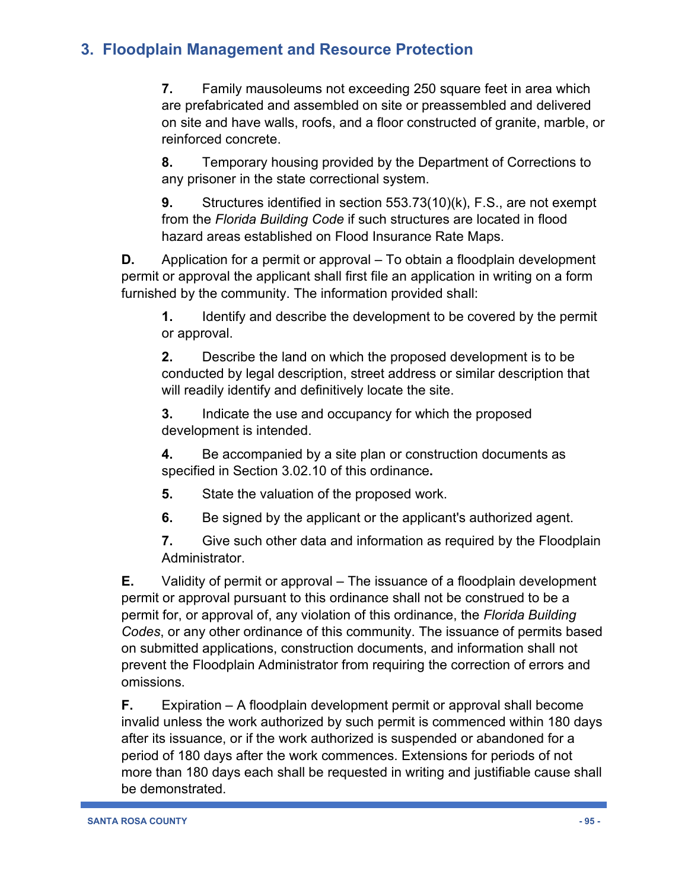7. Family mausoleums not exceeding 250 square feet in area which are prefabricated and assembled on site or preassembled and delivered on site and have walls, roofs, and a floor constructed of granite, marble, or reinforced concrete.

8. Temporary housing provided by the Department of Corrections to any prisoner in the state correctional system.

9. Structures identified in section 553.73(10)(k), F.S., are not exempt from the *Florida Building Code* if such structures are located in flood hazard areas established on Flood Insurance Rate Maps.

**D.** Application for a permit or approval – To obtain a floodplain development permit or approval the applicant shall first file an application in writing on a form furnished by the community. The information provided shall:

1. Identify and describe the development to be covered by the permit or approval.

2. Describe the land on which the proposed development is to be conducted by legal description, street address or similar description that will readily identify and definitively locate the site.

3. Indicate the use and occupancy for which the proposed development is intended.

4. Be accompanied by a site plan or construction documents as specified in Section 3.02.10 of this ordinance.

5. State the valuation of the proposed work.

6. Be signed by the applicant or the applicant's authorized agent.

7. Give such other data and information as required by the Floodplain Administrator.

**E.** Validity of permit or approval – The issuance of a floodplain development permit or approval pursuant to this ordinance shall not be construed to be a permit for, or approval of, any violation of this ordinance, the *Florida Building Codes*, or any other ordinance of this community. The issuance of permits based on submitted applications, construction documents, and information shall not prevent the Floodplain Administrator from requiring the correction of errors and omissions.

**F.** Expiration – A floodplain development permit or approval shall become invalid unless the work authorized by such permit is commenced within 180 days after its issuance, or if the work authorized is suspended or abandoned for a period of 180 days after the work commences. Extensions for periods of not more than 180 days each shall be requested in writing and justifiable cause shall be demonstrated.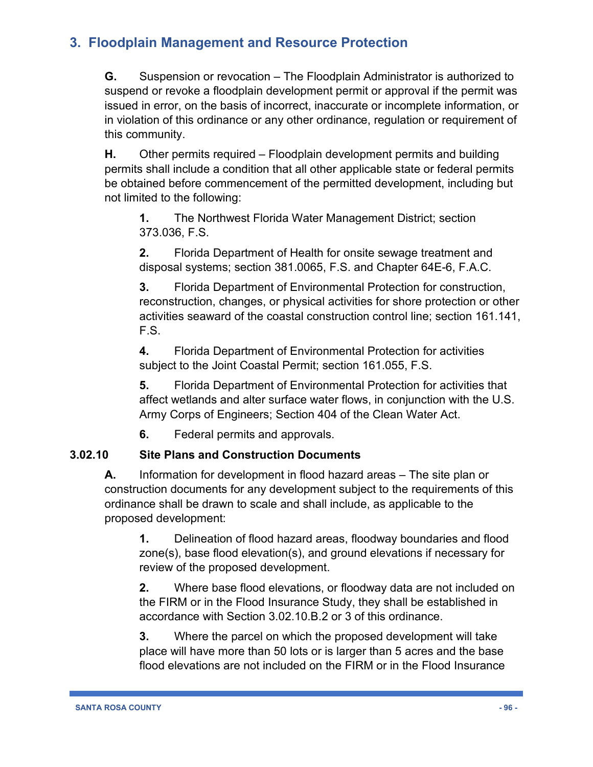## 3. Floodplain Management and Resource Protection

**G.** Suspension or revocation – The Floodplain Administrator is authorized to suspend or revoke a floodplain development permit or approval if the permit was issued in error, on the basis of incorrect, inaccurate or incomplete information, or in violation of this ordinance or any other ordinance, regulation or requirement of this community.

**H.** Other permits required – Floodplain development permits and building permits shall include a condition that all other applicable state or federal permits be obtained before commencement of the permitted development, including but not limited to the following:

**1.** The Northwest Florida Water Management District; section 373.036, F.S.

**2.** Florida Department of Health for onsite sewage treatment and disposal systems; section 381.0065, F.S. and Chapter 64E-6, F.A.C.

**3.** Florida Department of Environmental Protection for construction, reconstruction, changes, or physical activities for shore protection or other activities seaward of the coastal construction control line; section 161.141, F.S.

**4.** Florida Department of Environmental Protection for activities subject to the Joint Coastal Permit; section 161.055, F.S.

**5.** Florida Department of Environmental Protection for activities that affect wetlands and alter surface water flows, in conjunction with the U.S. Army Corps of Engineers; Section 404 of the Clean Water Act.

**6.** Federal permits and approvals.

### 3.02.10 Site Plans and Construction Documents

**A.** Information for development in flood hazard areas – The site plan or construction documents for any development subject to the requirements of this ordinance shall be drawn to scale and shall include, as applicable to the proposed development:

**1.** Delineation of flood hazard areas, floodway boundaries and flood zone(s), base flood elevation(s), and ground elevations if necessary for review of the proposed development.

**2.** Where base flood elevations, or floodway data are not included on the FIRM or in the Flood Insurance Study, they shall be established in accordance with Section 3.02.10.B.2 or 3 of this ordinance.

**3.** Where the parcel on which the proposed development will take place will have more than 50 lots or is larger than 5 acres and the base flood elevations are not included on the FIRM or in the Flood Insurance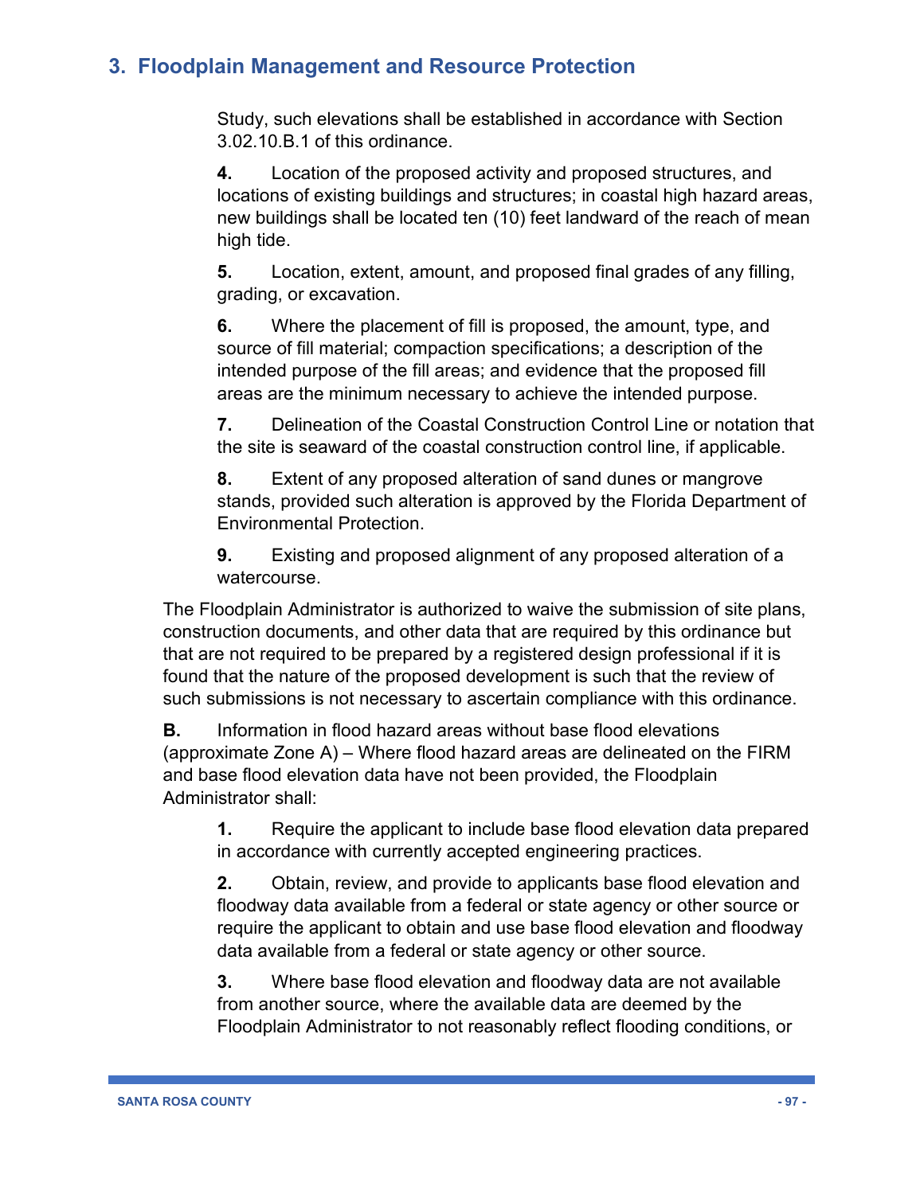Study, such elevations shall be established in accordance with Section 3.02.10.B.1 of this ordinance.

**4.** Location of the proposed activity and proposed structures, and locations of existing buildings and structures; in coastal high hazard areas, new buildings shall be located ten (10) feet landward of the reach of mean high tide.

**5.** Location, extent, amount, and proposed final grades of any filling, grading, or excavation.

**6.** Where the placement of fill is proposed, the amount, type, and source of fill material; compaction specifications; a description of the intended purpose of the fill areas; and evidence that the proposed fill areas are the minimum necessary to achieve the intended purpose.

**7.** Delineation of the Coastal Construction Control Line or notation that the site is seaward of the coastal construction control line, if applicable.

**8.** Extent of any proposed alteration of sand dunes or mangrove stands, provided such alteration is approved by the Florida Department of Environmental Protection.

**9.** Existing and proposed alignment of any proposed alteration of a watercourse.

The Floodplain Administrator is authorized to waive the submission of site plans, construction documents, and other data that are required by this ordinance but that are not required to be prepared by a registered design professional if it is found that the nature of the proposed development is such that the review of such submissions is not necessary to ascertain compliance with this ordinance.

**B.** Information in flood hazard areas without base flood elevations (approximate Zone A) – Where flood hazard areas are delineated on the FIRM and base flood elevation data have not been provided, the Floodplain Administrator shall:

**1.** Require the applicant to include base flood elevation data prepared in accordance with currently accepted engineering practices.

**2.** Obtain, review, and provide to applicants base flood elevation and floodway data available from a federal or state agency or other source or require the applicant to obtain and use base flood elevation and floodway data available from a federal or state agency or other source.

**3.** Where base flood elevation and floodway data are not available from another source, where the available data are deemed by the Floodplain Administrator to not reasonably reflect flooding conditions, or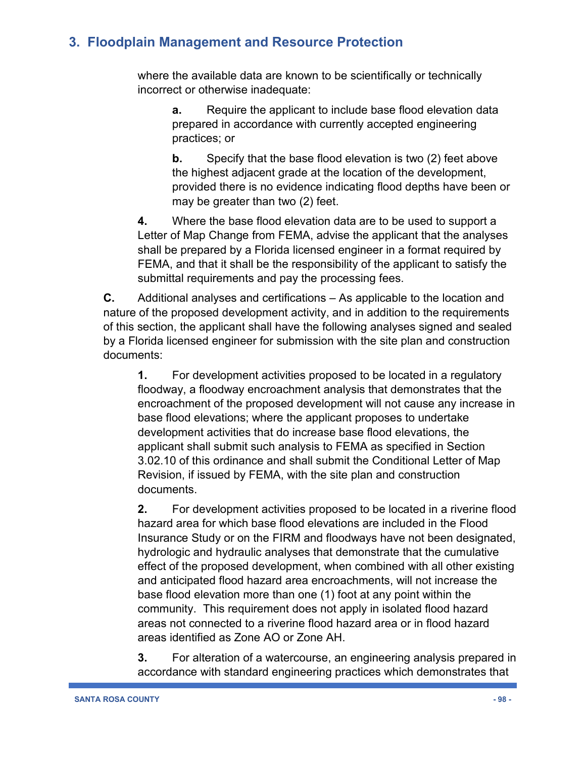where the available data are known to be scientifically or technically incorrect or otherwise inadequate:

**a.** Require the applicant to include base flood elevation data prepared in accordance with currently accepted engineering practices; or

**b.** Specify that the base flood elevation is two (2) feet above the highest adjacent grade at the location of the development, provided there is no evidence indicating flood depths have been or may be greater than two (2) feet.

**4.** Where the base flood elevation data are to be used to support a Letter of Map Change from FEMA, advise the applicant that the analyses shall be prepared by a Florida licensed engineer in a format required by FEMA, and that it shall be the responsibility of the applicant to satisfy the submittal requirements and pay the processing fees.

**C.** Additional analyses and certifications – As applicable to the location and nature of the proposed development activity, and in addition to the requirements of this section, the applicant shall have the following analyses signed and sealed by a Florida licensed engineer for submission with the site plan and construction documents:

**1.** For development activities proposed to be located in a regulatory floodway, a floodway encroachment analysis that demonstrates that the encroachment of the proposed development will not cause any increase in base flood elevations; where the applicant proposes to undertake development activities that do increase base flood elevations, the applicant shall submit such analysis to FEMA as specified in Section 3.02.10 of this ordinance and shall submit the Conditional Letter of Map Revision, if issued by FEMA, with the site plan and construction documents.

**2.** For development activities proposed to be located in a riverine flood hazard area for which base flood elevations are included in the Flood Insurance Study or on the FIRM and floodways have not been designated, hydrologic and hydraulic analyses that demonstrate that the cumulative effect of the proposed development, when combined with all other existing and anticipated flood hazard area encroachments, will not increase the base flood elevation more than one (1) foot at any point within the community. This requirement does not apply in isolated flood hazard areas not connected to a riverine flood hazard area or in flood hazard areas identified as Zone AO or Zone AH.

**3.** For alteration of a watercourse, an engineering analysis prepared in accordance with standard engineering practices which demonstrates that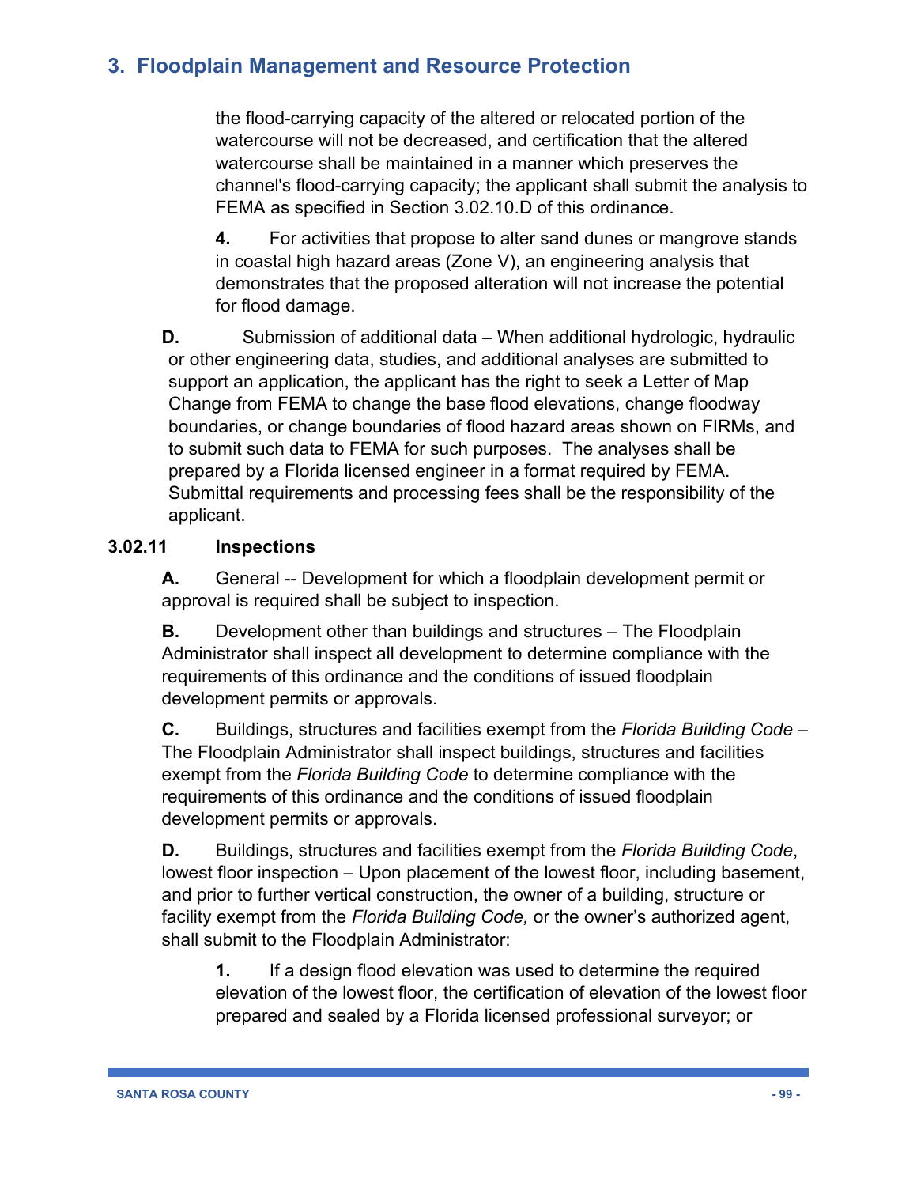the flood-carrying capacity of the altered or relocated portion of the watercourse will not be decreased, and certification that the altered watercourse shall be maintained in a manner which preserves the channel's flood-carrying capacity; the applicant shall submit the analysis to FEMA as specified in Section 3.02.10.D of this ordinance.

**4.** For activities that propose to alter sand dunes or mangrove stands in coastal high hazard areas (Zone V), an engineering analysis that demonstrates that the proposed alteration will not increase the potential for flood damage.

**D.** Submission of additional data – When additional hydrologic, hydraulic or other engineering data, studies, and additional analyses are submitted to support an application, the applicant has the right to seek a Letter of Map Change from FEMA to change the base flood elevations, change floodway boundaries, or change boundaries of flood hazard areas shown on FIRMs, and to submit such data to FEMA for such purposes. The analyses shall be prepared by a Florida licensed engineer in a format required by FEMA. Submittal requirements and processing fees shall be the responsibility of the applicant.

### 3.02.11 Inspections

**A.** General -- Development for which a floodplain development permit or approval is required shall be subject to inspection.

**B.** Development other than buildings and structures – The Floodplain Administrator shall inspect all development to determine compliance with the requirements of this ordinance and the conditions of issued floodplain development permits or approvals.

**C.** Buildings, structures and facilities exempt from the *Florida Building Code* – The Floodplain Administrator shall inspect buildings, structures and facilities exempt from the *Florida Building Code* to determine compliance with the requirements of this ordinance and the conditions of issued floodplain development permits or approvals.

**D.** Buildings, structures and facilities exempt from the *Florida Building Code*, lowest floor inspection – Upon placement of the lowest floor, including basement, and prior to further vertical construction, the owner of a building, structure or facility exempt from the *Florida Building Code,* or the owner's authorized agent, shall submit to the Floodplain Administrator:

**1.** If a design flood elevation was used to determine the required elevation of the lowest floor, the certification of elevation of the lowest floor prepared and sealed by a Florida licensed professional surveyor; or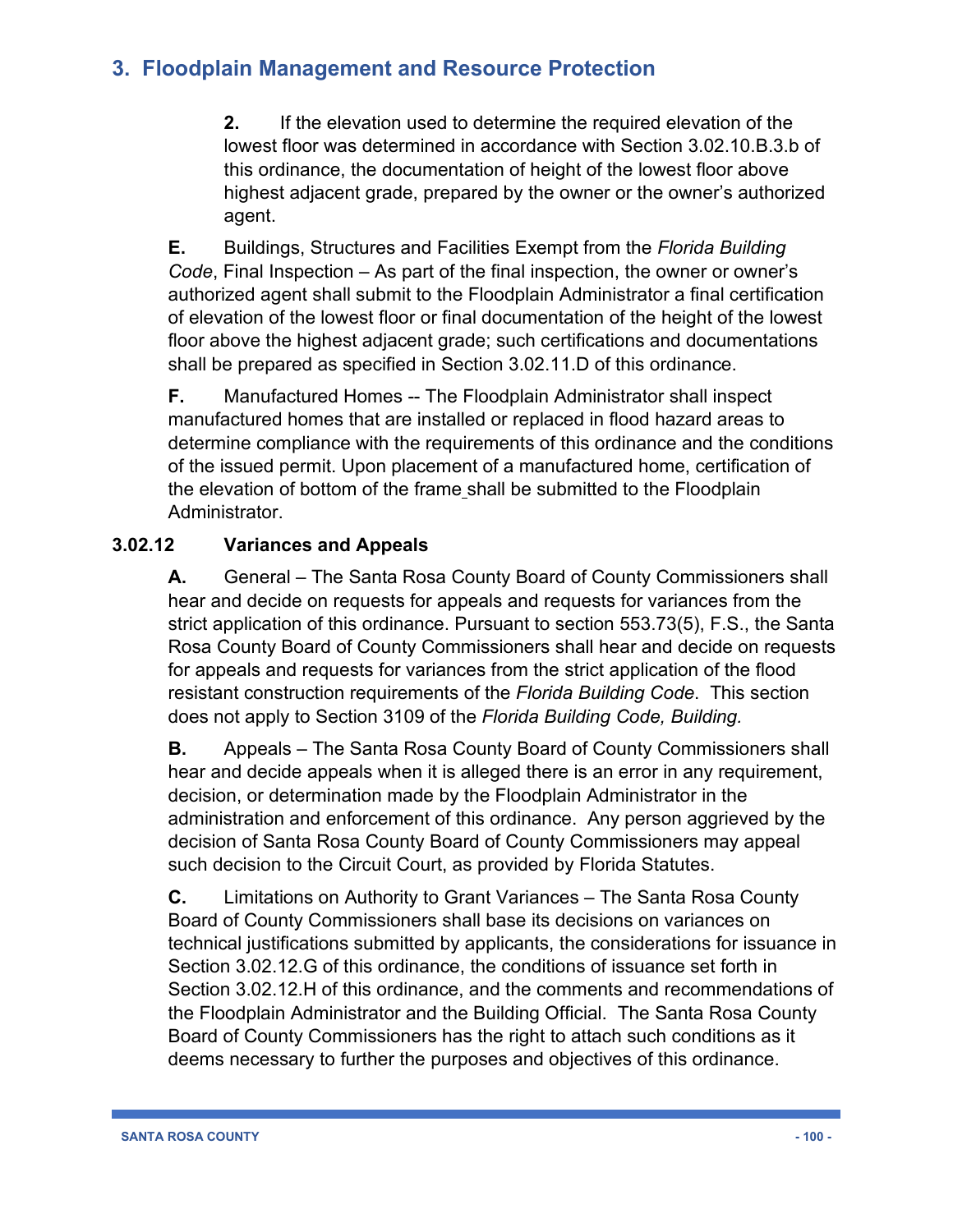**2.** If the elevation used to determine the required elevation of the lowest floor was determined in accordance with Section 3.02.10.B.3.b of this ordinance, the documentation of height of the lowest floor above highest adjacent grade, prepared by the owner or the owner's authorized agent.

**E.** Buildings, Structures and Facilities Exempt from the *Florida Building Code*, Final Inspection – As part of the final inspection, the owner or owner's authorized agent shall submit to the Floodplain Administrator a final certification of elevation of the lowest floor or final documentation of the height of the lowest floor above the highest adjacent grade; such certifications and documentations shall be prepared as specified in Section 3.02.11.D of this ordinance.

**F.** Manufactured Homes -- The Floodplain Administrator shall inspect manufactured homes that are installed or replaced in flood hazard areas to determine compliance with the requirements of this ordinance and the conditions of the issued permit. Upon placement of a manufactured home, certification of the elevation of bottom of the frame shall be submitted to the Floodplain Administrator.

### 3.02.12 Variances and Appeals

**A.** General – The Santa Rosa County Board of County Commissioners shall hear and decide on requests for appeals and requests for variances from the strict application of this ordinance. Pursuant to section 553.73(5), F.S., the Santa Rosa County Board of County Commissioners shall hear and decide on requests for appeals and requests for variances from the strict application of the flood resistant construction requirements of the *Florida Building Code*. This section does not apply to Section 3109 of the *Florida Building Code, Building.*

**B.** Appeals – The Santa Rosa County Board of County Commissioners shall hear and decide appeals when it is alleged there is an error in any requirement, decision, or determination made by the Floodplain Administrator in the administration and enforcement of this ordinance. Any person aggrieved by the decision of Santa Rosa County Board of County Commissioners may appeal such decision to the Circuit Court, as provided by Florida Statutes.

**C.** Limitations on Authority to Grant Variances – The Santa Rosa County Board of County Commissioners shall base its decisions on variances on technical justifications submitted by applicants, the considerations for issuance in Section 3.02.12.G of this ordinance, the conditions of issuance set forth in Section 3.02.12.H of this ordinance, and the comments and recommendations of the Floodplain Administrator and the Building Official. The Santa Rosa County Board of County Commissioners has the right to attach such conditions as it deems necessary to further the purposes and objectives of this ordinance.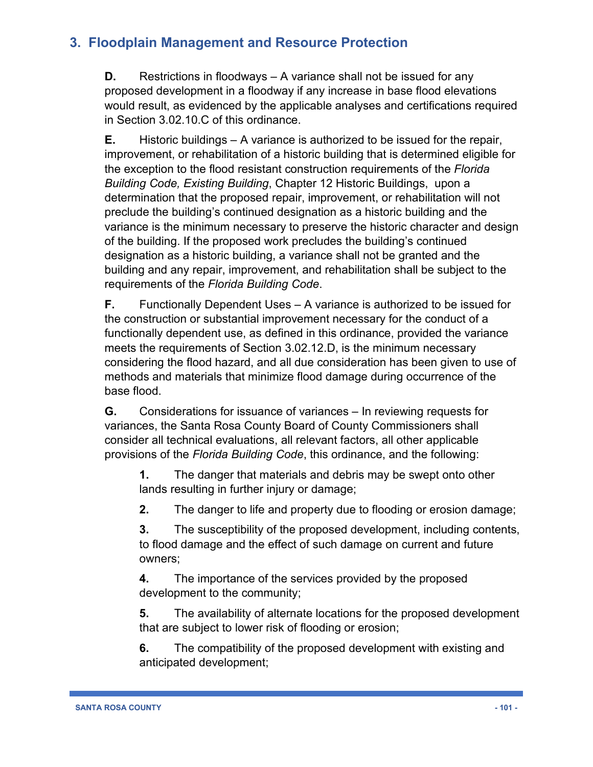## 3. Floodplain Management and Resource Protection

**D.** Restrictions in floodways – A variance shall not be issued for any proposed development in a floodway if any increase in base flood elevations would result, as evidenced by the applicable analyses and certifications required in Section 3.02.10.C of this ordinance.

**E.** Historic buildings – A variance is authorized to be issued for the repair, improvement, or rehabilitation of a historic building that is determined eligible for the exception to the flood resistant construction requirements of the *Florida Building Code, Existing Building*, Chapter 12 Historic Buildings, upon a determination that the proposed repair, improvement, or rehabilitation will not preclude the building's continued designation as a historic building and the variance is the minimum necessary to preserve the historic character and design of the building. If the proposed work precludes the building's continued designation as a historic building, a variance shall not be granted and the building and any repair, improvement, and rehabilitation shall be subject to the requirements of the *Florida Building Code*.

**F.** Functionally Dependent Uses – A variance is authorized to be issued for the construction or substantial improvement necessary for the conduct of a functionally dependent use, as defined in this ordinance, provided the variance meets the requirements of Section 3.02.12.D, is the minimum necessary considering the flood hazard, and all due consideration has been given to use of methods and materials that minimize flood damage during occurrence of the base flood.

**G.** Considerations for issuance of variances – In reviewing requests for variances, the Santa Rosa County Board of County Commissioners shall consider all technical evaluations, all relevant factors, all other applicable provisions of the *Florida Building Code*, this ordinance, and the following:

**1.** The danger that materials and debris may be swept onto other lands resulting in further injury or damage;

**2.** The danger to life and property due to flooding or erosion damage;

**3.** The susceptibility of the proposed development, including contents, to flood damage and the effect of such damage on current and future owners;

**4.** The importance of the services provided by the proposed development to the community;

**5.** The availability of alternate locations for the proposed development that are subject to lower risk of flooding or erosion;

**6.** The compatibility of the proposed development with existing and anticipated development;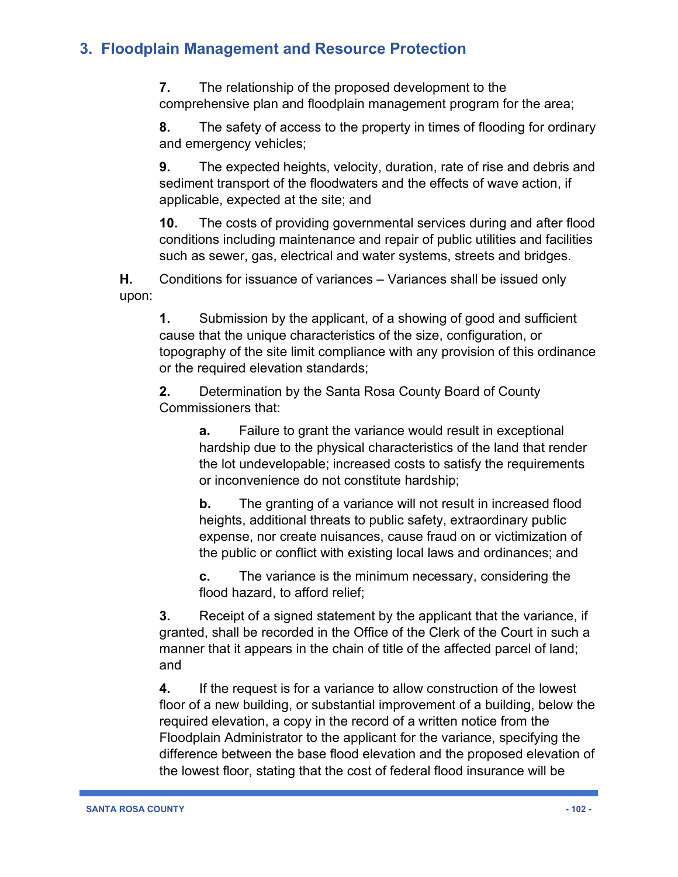**7.** The relationship of the proposed development to the comprehensive plan and floodplain management program for the area;

**8.** The safety of access to the property in times of flooding for ordinary and emergency vehicles;

**9.** The expected heights, velocity, duration, rate of rise and debris and sediment transport of the floodwaters and the effects of wave action, if applicable, expected at the site; and

**10.** The costs of providing governmental services during and after flood conditions including maintenance and repair of public utilities and facilities such as sewer, gas, electrical and water systems, streets and bridges.

**H.** Conditions for issuance of variances – Variances shall be issued only upon:

**1.** Submission by the applicant, of a showing of good and sufficient cause that the unique characteristics of the size, configuration, or topography of the site limit compliance with any provision of this ordinance or the required elevation standards;

**2.** Determination by the Santa Rosa County Board of County Commissioners that:

**a.** Failure to grant the variance would result in exceptional hardship due to the physical characteristics of the land that render the lot undevelopable; increased costs to satisfy the requirements or inconvenience do not constitute hardship;

**b.** The granting of a variance will not result in increased flood heights, additional threats to public safety, extraordinary public expense, nor create nuisances, cause fraud on or victimization of the public or conflict with existing local laws and ordinances; and

**c.** The variance is the minimum necessary, considering the flood hazard, to afford relief;

**3.** Receipt of a signed statement by the applicant that the variance, if granted, shall be recorded in the Office of the Clerk of the Court in such a manner that it appears in the chain of title of the affected parcel of land; and

**4.** If the request is for a variance to allow construction of the lowest floor of a new building, or substantial improvement of a building, below the required elevation, a copy in the record of a written notice from the Floodplain Administrator to the applicant for the variance, specifying the difference between the base flood elevation and the proposed elevation of the lowest floor, stating that the cost of federal flood insurance will be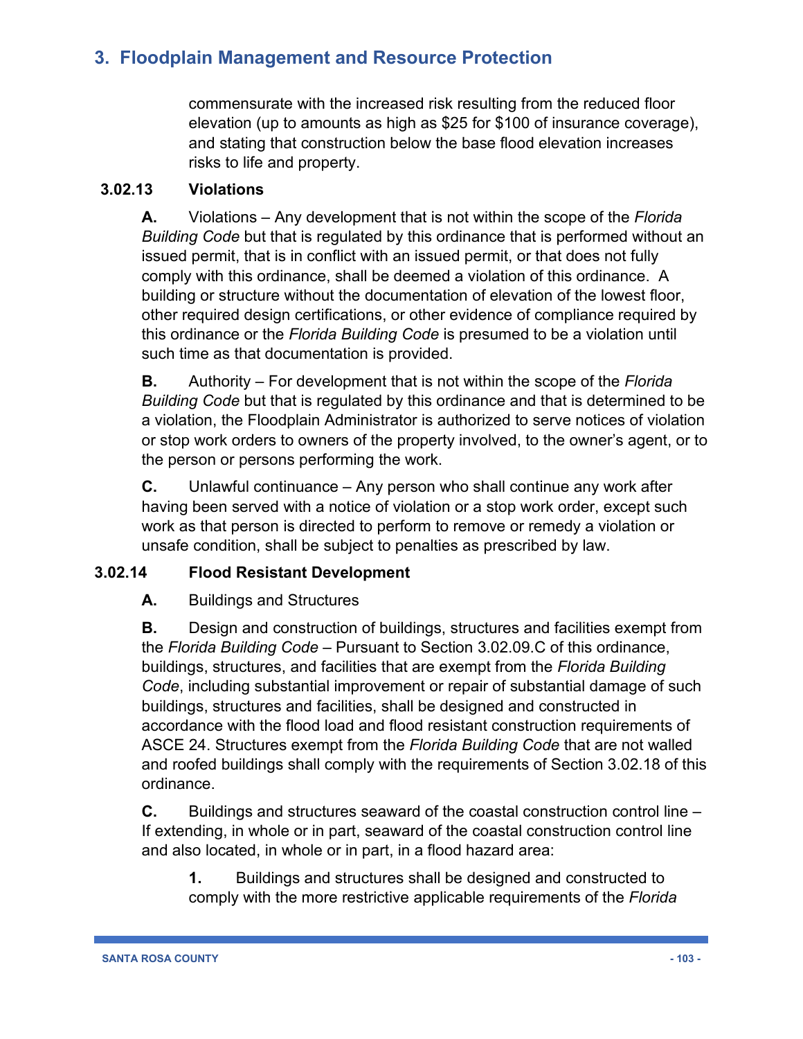commensurate with the increased risk resulting from the reduced floor elevation (up to amounts as high as $25 for $100 of insurance coverage), and stating that construction below the base flood elevation increases risks to life and property.

### 3.02.13 Violations

**A.** Violations – Any development that is not within the scope of the *Florida Building Code* but that is regulated by this ordinance that is performed without an issued permit, that is in conflict with an issued permit, or that does not fully comply with this ordinance, shall be deemed a violation of this ordinance. A building or structure without the documentation of elevation of the lowest floor, other required design certifications, or other evidence of compliance required by this ordinance or the *Florida Building Code* is presumed to be a violation until such time as that documentation is provided.

**B.** Authority – For development that is not within the scope of the *Florida Building Code* but that is regulated by this ordinance and that is determined to be a violation, the Floodplain Administrator is authorized to serve notices of violation or stop work orders to owners of the property involved, to the owner's agent, or to the person or persons performing the work.

**C.** Unlawful continuance – Any person who shall continue any work after having been served with a notice of violation or a stop work order, except such work as that person is directed to perform to remove or remedy a violation or unsafe condition, shall be subject to penalties as prescribed by law.

### 3.02.14 Flood Resistant Development

**A.** Buildings and Structures

**B.** Design and construction of buildings, structures and facilities exempt from the *Florida Building Code* – Pursuant to Section 3.02.09.C of this ordinance, buildings, structures, and facilities that are exempt from the *Florida Building Code*, including substantial improvement or repair of substantial damage of such buildings, structures and facilities, shall be designed and constructed in accordance with the flood load and flood resistant construction requirements of ASCE 24. Structures exempt from the *Florida Building Code* that are not walled and roofed buildings shall comply with the requirements of Section 3.02.18 of this ordinance.

**C.** Buildings and structures seaward of the coastal construction control line – If extending, in whole or in part, seaward of the coastal construction control line and also located, in whole or in part, in a flood hazard area:

**1.** Buildings and structures shall be designed and constructed to comply with the more restrictive applicable requirements of the *Florida*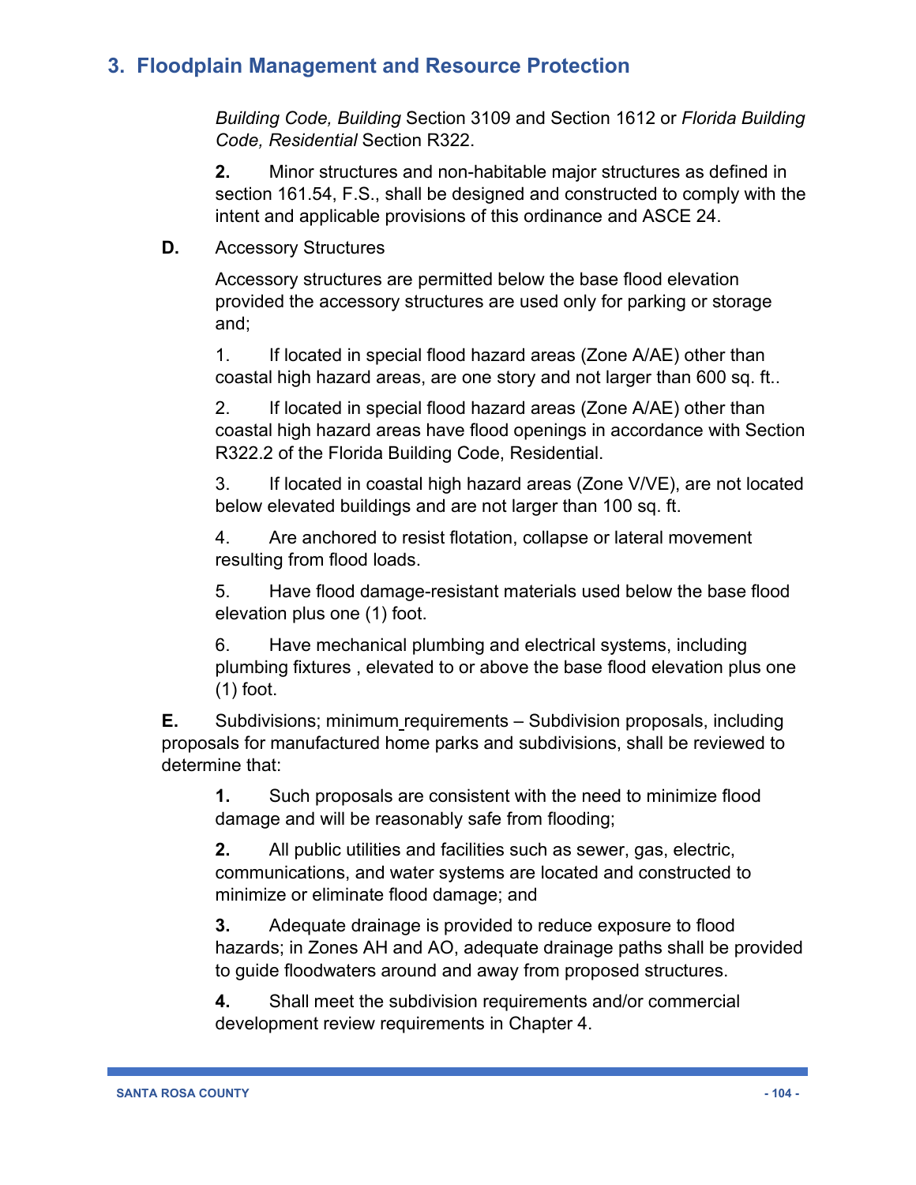*Building Code, Building* Section 3109 and Section 1612 or *Florida Building Code, Residential* Section R322.

**2.** Minor structures and non-habitable major structures as defined in section 161.54, F.S., shall be designed and constructed to comply with the intent and applicable provisions of this ordinance and ASCE 24.

**D.** Accessory Structures

Accessory structures are permitted below the base flood elevation provided the accessory structures are used only for parking or storage and;

1. If located in special flood hazard areas (Zone A/AE) other than coastal high hazard areas, are one story and not larger than 600 sq. ft..

2. If located in special flood hazard areas (Zone A/AE) other than coastal high hazard areas have flood openings in accordance with Section R322.2 of the Florida Building Code, Residential.

3. If located in coastal high hazard areas (Zone V/VE), are not located below elevated buildings and are not larger than 100 sq. ft.

4. Are anchored to resist flotation, collapse or lateral movement resulting from flood loads.

5. Have flood damage-resistant materials used below the base flood elevation plus one (1) foot.

6. Have mechanical plumbing and electrical systems, including plumbing fixtures , elevated to or above the base flood elevation plus one (1) foot.

**E.** Subdivisions; minimum requirements – Subdivision proposals, including proposals for manufactured home parks and subdivisions, shall be reviewed to determine that:

**1.** Such proposals are consistent with the need to minimize flood damage and will be reasonably safe from flooding;

**2.** All public utilities and facilities such as sewer, gas, electric, communications, and water systems are located and constructed to minimize or eliminate flood damage; and

**3.** Adequate drainage is provided to reduce exposure to flood hazards; in Zones AH and AO, adequate drainage paths shall be provided to guide floodwaters around and away from proposed structures.

**4.** Shall meet the subdivision requirements and/or commercial development review requirements in Chapter 4.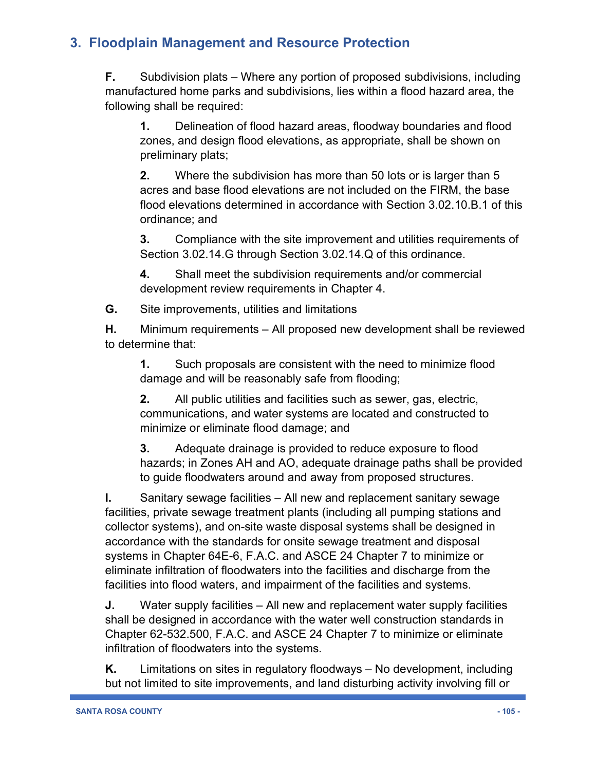## 3. Floodplain Management and Resource Protection

**F.** Subdivision plats – Where any portion of proposed subdivisions, including manufactured home parks and subdivisions, lies within a flood hazard area, the following shall be required:

**1.** Delineation of flood hazard areas, floodway boundaries and flood zones, and design flood elevations, as appropriate, shall be shown on preliminary plats;

**2.** Where the subdivision has more than 50 lots or is larger than 5 acres and base flood elevations are not included on the FIRM, the base flood elevations determined in accordance with Section 3.02.10.B.1 of this ordinance; and

**3.** Compliance with the site improvement and utilities requirements of Section 3.02.14.G through Section 3.02.14.Q of this ordinance.

**4.** Shall meet the subdivision requirements and/or commercial development review requirements in Chapter 4.

**G.** Site improvements, utilities and limitations

**H.** Minimum requirements – All proposed new development shall be reviewed to determine that:

**1.** Such proposals are consistent with the need to minimize flood damage and will be reasonably safe from flooding;

**2.** All public utilities and facilities such as sewer, gas, electric, communications, and water systems are located and constructed to minimize or eliminate flood damage; and

**3.** Adequate drainage is provided to reduce exposure to flood hazards; in Zones AH and AO, adequate drainage paths shall be provided to guide floodwaters around and away from proposed structures.

**I.** Sanitary sewage facilities – All new and replacement sanitary sewage facilities, private sewage treatment plants (including all pumping stations and collector systems), and on-site waste disposal systems shall be designed in accordance with the standards for onsite sewage treatment and disposal systems in Chapter 64E-6, F.A.C. and ASCE 24 Chapter 7 to minimize or eliminate infiltration of floodwaters into the facilities and discharge from the facilities into flood waters, and impairment of the facilities and systems.

**J.** Water supply facilities – All new and replacement water supply facilities shall be designed in accordance with the water well construction standards in Chapter 62-532.500, F.A.C. and ASCE 24 Chapter 7 to minimize or eliminate infiltration of floodwaters into the systems.

**K.** Limitations on sites in regulatory floodways – No development, including but not limited to site improvements, and land disturbing activity involving fill or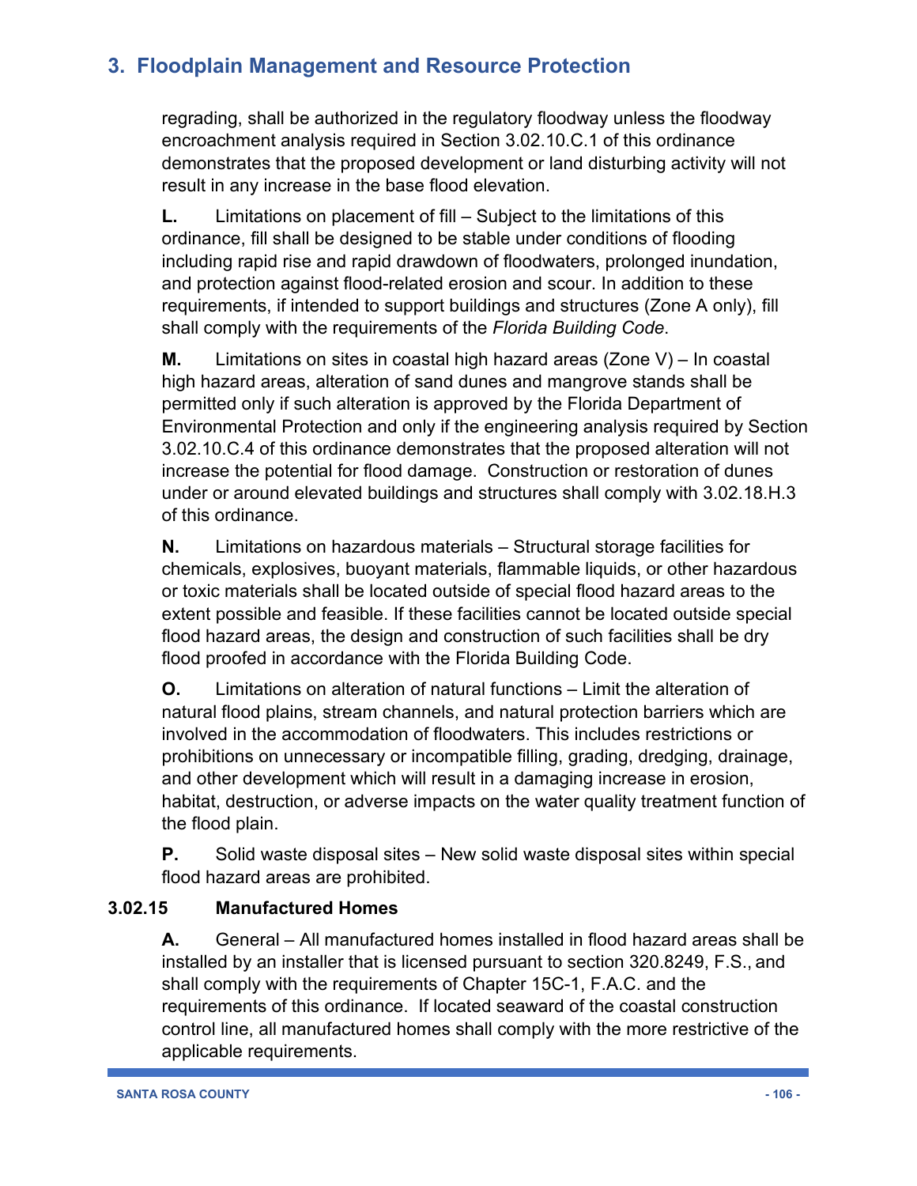regrading, shall be authorized in the regulatory floodway unless the floodway encroachment analysis required in Section 3.02.10.C.1 of this ordinance demonstrates that the proposed development or land disturbing activity will not result in any increase in the base flood elevation.

**L.** Limitations on placement of fill – Subject to the limitations of this ordinance, fill shall be designed to be stable under conditions of flooding including rapid rise and rapid drawdown of floodwaters, prolonged inundation, and protection against flood-related erosion and scour. In addition to these requirements, if intended to support buildings and structures (Zone A only), fill shall comply with the requirements of the *Florida Building Code*.

**M.** Limitations on sites in coastal high hazard areas (Zone V) – In coastal high hazard areas, alteration of sand dunes and mangrove stands shall be permitted only if such alteration is approved by the Florida Department of Environmental Protection and only if the engineering analysis required by Section 3.02.10.C.4 of this ordinance demonstrates that the proposed alteration will not increase the potential for flood damage. Construction or restoration of dunes under or around elevated buildings and structures shall comply with 3.02.18.H.3 of this ordinance.

**N.** Limitations on hazardous materials – Structural storage facilities for chemicals, explosives, buoyant materials, flammable liquids, or other hazardous or toxic materials shall be located outside of special flood hazard areas to the extent possible and feasible. If these facilities cannot be located outside special flood hazard areas, the design and construction of such facilities shall be dry flood proofed in accordance with the Florida Building Code.

**O.** Limitations on alteration of natural functions – Limit the alteration of natural flood plains, stream channels, and natural protection barriers which are involved in the accommodation of floodwaters. This includes restrictions or prohibitions on unnecessary or incompatible filling, grading, dredging, drainage, and other development which will result in a damaging increase in erosion, habitat, destruction, or adverse impacts on the water quality treatment function of the flood plain.

**P.** Solid waste disposal sites – New solid waste disposal sites within special flood hazard areas are prohibited.

### 3.02.15 Manufactured Homes

**A.** General – All manufactured homes installed in flood hazard areas shall be installed by an installer that is licensed pursuant to section 320.8249, F.S., and shall comply with the requirements of Chapter 15C-1, F.A.C. and the requirements of this ordinance. If located seaward of the coastal construction control line, all manufactured homes shall comply with the more restrictive of the applicable requirements.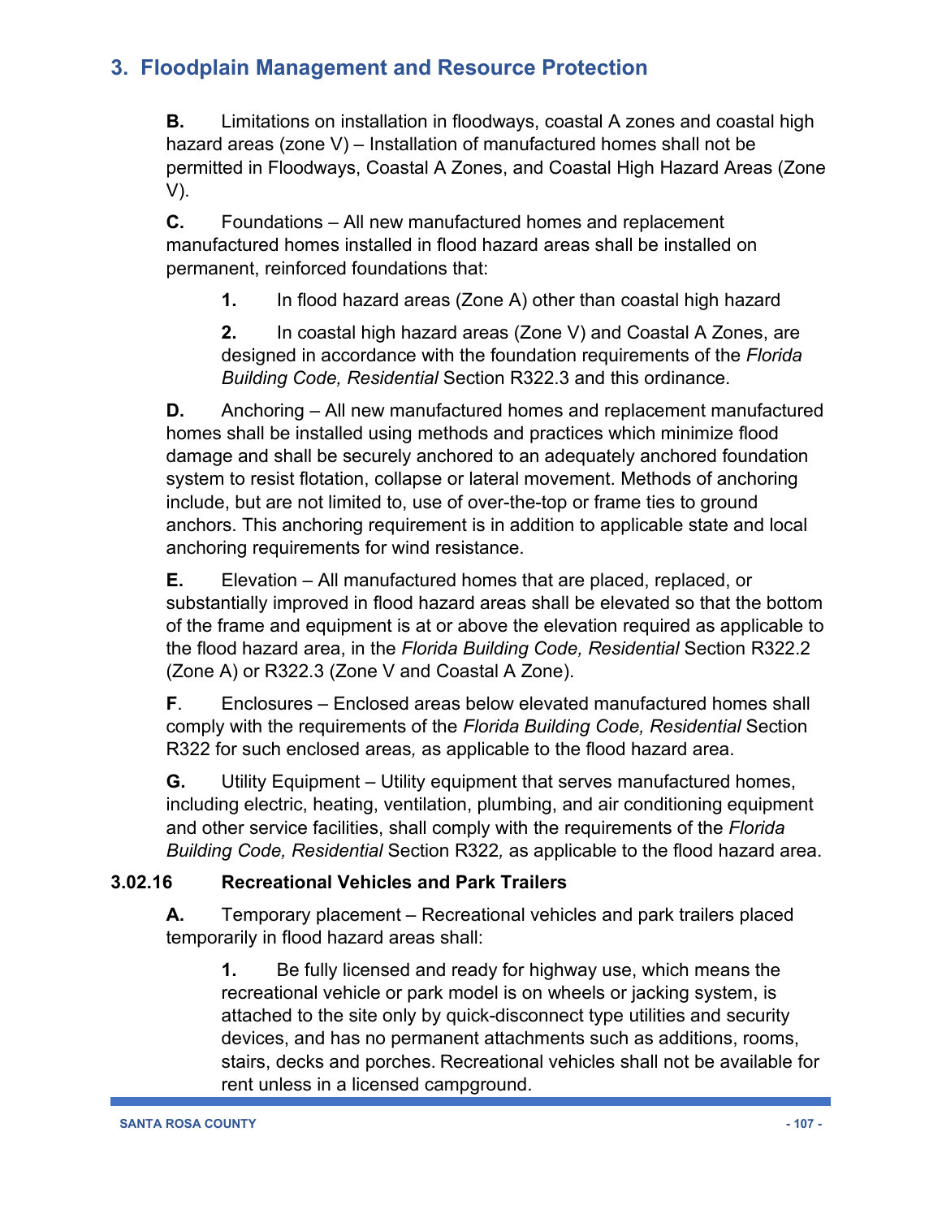# 3. Floodplain Management and Resource Protection

**B.** Limitations on installation in floodways, coastal A zones and coastal high hazard areas (zone V) – Installation of manufactured homes shall not be permitted in Floodways, Coastal A Zones, and Coastal High Hazard Areas (Zone V).

**C.** Foundations – All new manufactured homes and replacement manufactured homes installed in flood hazard areas shall be installed on permanent, reinforced foundations that:

**1.** In flood hazard areas (Zone A) other than coastal high hazard

**2.** In coastal high hazard areas (Zone V) and Coastal A Zones, are designed in accordance with the foundation requirements of the *Florida Building Code, Residential* Section R322.3 and this ordinance.

**D.** Anchoring – All new manufactured homes and replacement manufactured homes shall be installed using methods and practices which minimize flood damage and shall be securely anchored to an adequately anchored foundation system to resist flotation, collapse or lateral movement. Methods of anchoring include, but are not limited to, use of over-the-top or frame ties to ground anchors. This anchoring requirement is in addition to applicable state and local anchoring requirements for wind resistance.

**E.** Elevation – All manufactured homes that are placed, replaced, or substantially improved in flood hazard areas shall be elevated so that the bottom of the frame and equipment is at or above the elevation required as applicable to the flood hazard area, in the *Florida Building Code, Residential* Section R322.2 (Zone A) or R322.3 (Zone V and Coastal A Zone).

**F**. Enclosures – Enclosed areas below elevated manufactured homes shall comply with the requirements of the *Florida Building Code, Residential* Section R322 for such enclosed areas, as applicable to the flood hazard area.

**G.** Utility Equipment – Utility equipment that serves manufactured homes, including electric, heating, ventilation, plumbing, and air conditioning equipment and other service facilities, shall comply with the requirements of the *Florida Building Code, Residential* Section R322, as applicable to the flood hazard area.

### 3.02.16 Recreational Vehicles and Park Trailers

**A.** Temporary placement – Recreational vehicles and park trailers placed temporarily in flood hazard areas shall:

**1.** Be fully licensed and ready for highway use, which means the recreational vehicle or park model is on wheels or jacking system, is attached to the site only by quick-disconnect type utilities and security devices, and has no permanent attachments such as additions, rooms, stairs, decks and porches. Recreational vehicles shall not be available for rent unless in a licensed campground.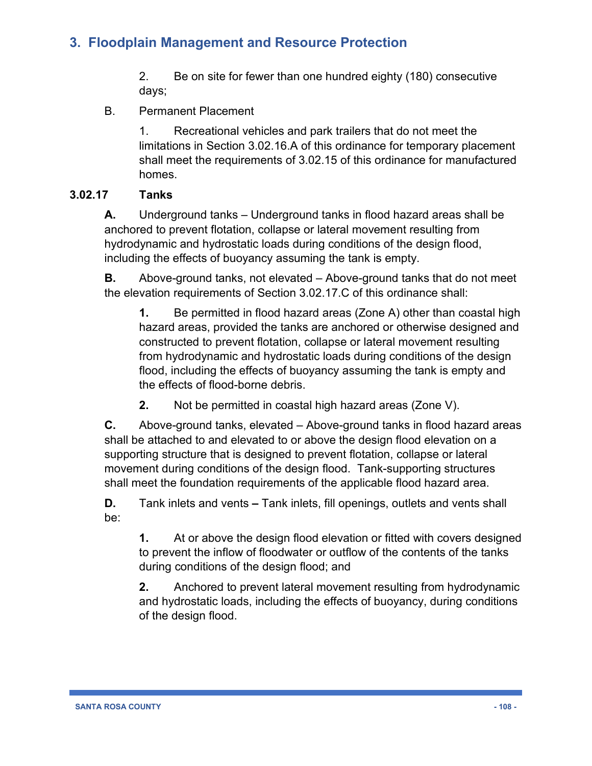2. Be on site for fewer than one hundred eighty (180) consecutive days;

B. Permanent Placement

1. Recreational vehicles and park trailers that do not meet the limitations in Section 3.02.16.A of this ordinance for temporary placement shall meet the requirements of 3.02.15 of this ordinance for manufactured homes.

### 3.02.17 Tanks

**A.** Underground tanks – Underground tanks in flood hazard areas shall be anchored to prevent flotation, collapse or lateral movement resulting from hydrodynamic and hydrostatic loads during conditions of the design flood, including the effects of buoyancy assuming the tank is empty.

**B.** Above-ground tanks, not elevated – Above-ground tanks that do not meet the elevation requirements of Section 3.02.17.C of this ordinance shall:

**1.** Be permitted in flood hazard areas (Zone A) other than coastal high hazard areas, provided the tanks are anchored or otherwise designed and constructed to prevent flotation, collapse or lateral movement resulting from hydrodynamic and hydrostatic loads during conditions of the design flood, including the effects of buoyancy assuming the tank is empty and the effects of flood-borne debris.

**2.** Not be permitted in coastal high hazard areas (Zone V).

**C.** Above-ground tanks, elevated – Above-ground tanks in flood hazard areas shall be attached to and elevated to or above the design flood elevation on a supporting structure that is designed to prevent flotation, collapse or lateral movement during conditions of the design flood. Tank-supporting structures shall meet the foundation requirements of the applicable flood hazard area.

**D.** Tank inlets and vents **–** Tank inlets, fill openings, outlets and vents shall be:

**1.** At or above the design flood elevation or fitted with covers designed to prevent the inflow of floodwater or outflow of the contents of the tanks during conditions of the design flood; and

**2.** Anchored to prevent lateral movement resulting from hydrodynamic and hydrostatic loads, including the effects of buoyancy, during conditions of the design flood.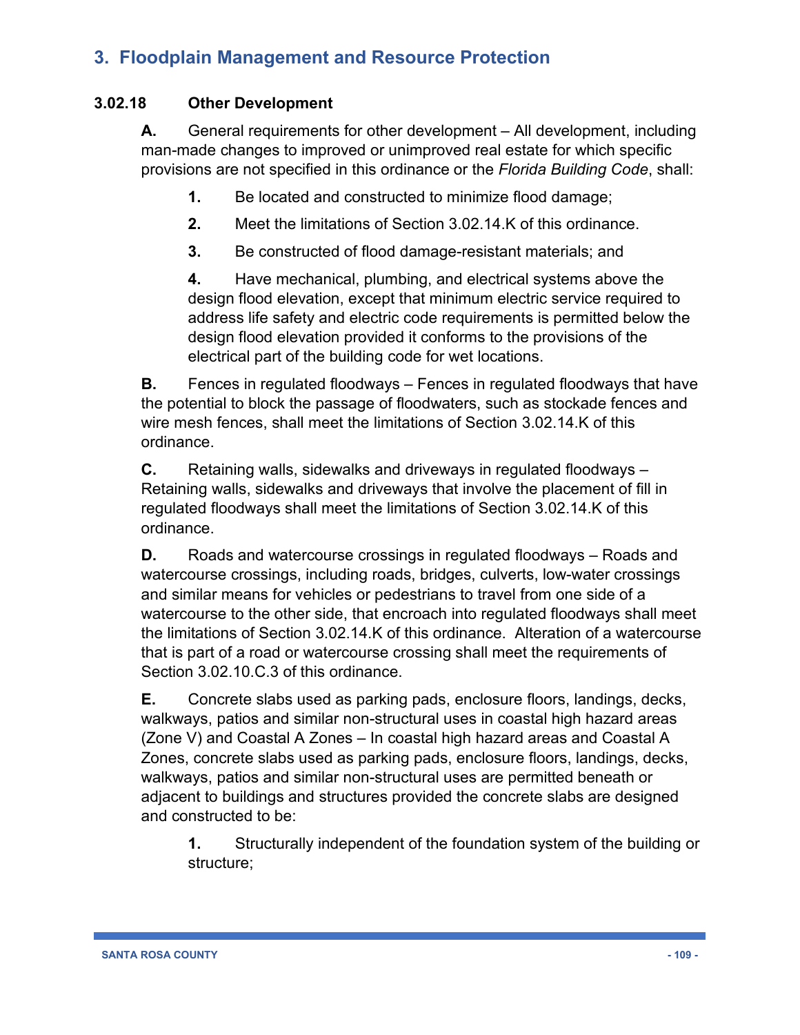## 3. Floodplain Management and Resource Protection

### 3.02.18 Other Development

**A.** General requirements for other development – All development, including man-made changes to improved or unimproved real estate for which specific provisions are not specified in this ordinance or the *Florida Building Code*, shall:

1. Be located and constructed to minimize flood damage;
2. Meet the limitations of Section 3.02.14.K of this ordinance.
3. Be constructed of flood damage-resistant materials; and
4. Have mechanical, plumbing, and electrical systems above the design flood elevation, except that minimum electric service required to address life safety and electric code requirements is permitted below the design flood elevation provided it conforms to the provisions of the electrical part of the building code for wet locations.

**B.** Fences in regulated floodways – Fences in regulated floodways that have the potential to block the passage of floodwaters, such as stockade fences and wire mesh fences, shall meet the limitations of Section 3.02.14.K of this ordinance.

**C.** Retaining walls, sidewalks and driveways in regulated floodways – Retaining walls, sidewalks and driveways that involve the placement of fill in regulated floodways shall meet the limitations of Section 3.02.14.K of this ordinance.

**D.** Roads and watercourse crossings in regulated floodways – Roads and watercourse crossings, including roads, bridges, culverts, low-water crossings and similar means for vehicles or pedestrians to travel from one side of a watercourse to the other side, that encroach into regulated floodways shall meet the limitations of Section 3.02.14.K of this ordinance. Alteration of a watercourse that is part of a road or watercourse crossing shall meet the requirements of Section 3.02.10.C.3 of this ordinance.

**E.** Concrete slabs used as parking pads, enclosure floors, landings, decks, walkways, patios and similar non-structural uses in coastal high hazard areas (Zone V) and Coastal A Zones – In coastal high hazard areas and Coastal A Zones, concrete slabs used as parking pads, enclosure floors, landings, decks, walkways, patios and similar non-structural uses are permitted beneath or adjacent to buildings and structures provided the concrete slabs are designed and constructed to be:

1. Structurally independent of the foundation system of the building or structure;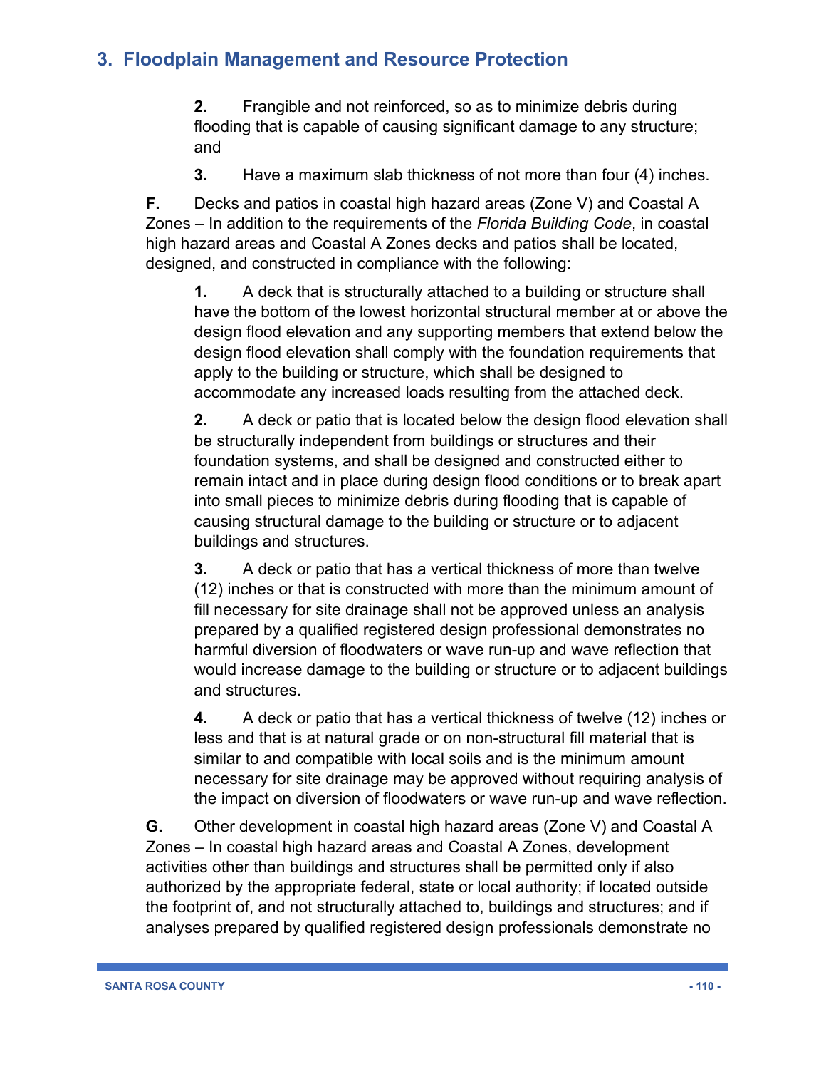**2.** Frangible and not reinforced, so as to minimize debris during flooding that is capable of causing significant damage to any structure; and

**3.** Have a maximum slab thickness of not more than four (4) inches.

**F.** Decks and patios in coastal high hazard areas (Zone V) and Coastal A Zones – In addition to the requirements of the *Florida Building Code*, in coastal high hazard areas and Coastal A Zones decks and patios shall be located, designed, and constructed in compliance with the following:

**1.** A deck that is structurally attached to a building or structure shall have the bottom of the lowest horizontal structural member at or above the design flood elevation and any supporting members that extend below the design flood elevation shall comply with the foundation requirements that apply to the building or structure, which shall be designed to accommodate any increased loads resulting from the attached deck.

**2.** A deck or patio that is located below the design flood elevation shall be structurally independent from buildings or structures and their foundation systems, and shall be designed and constructed either to remain intact and in place during design flood conditions or to break apart into small pieces to minimize debris during flooding that is capable of causing structural damage to the building or structure or to adjacent buildings and structures.

**3.** A deck or patio that has a vertical thickness of more than twelve (12) inches or that is constructed with more than the minimum amount of fill necessary for site drainage shall not be approved unless an analysis prepared by a qualified registered design professional demonstrates no harmful diversion of floodwaters or wave run-up and wave reflection that would increase damage to the building or structure or to adjacent buildings and structures.

**4.** A deck or patio that has a vertical thickness of twelve (12) inches or less and that is at natural grade or on non-structural fill material that is similar to and compatible with local soils and is the minimum amount necessary for site drainage may be approved without requiring analysis of the impact on diversion of floodwaters or wave run-up and wave reflection.

**G.** Other development in coastal high hazard areas (Zone V) and Coastal A Zones – In coastal high hazard areas and Coastal A Zones, development activities other than buildings and structures shall be permitted only if also authorized by the appropriate federal, state or local authority; if located outside the footprint of, and not structurally attached to, buildings and structures; and if analyses prepared by qualified registered design professionals demonstrate no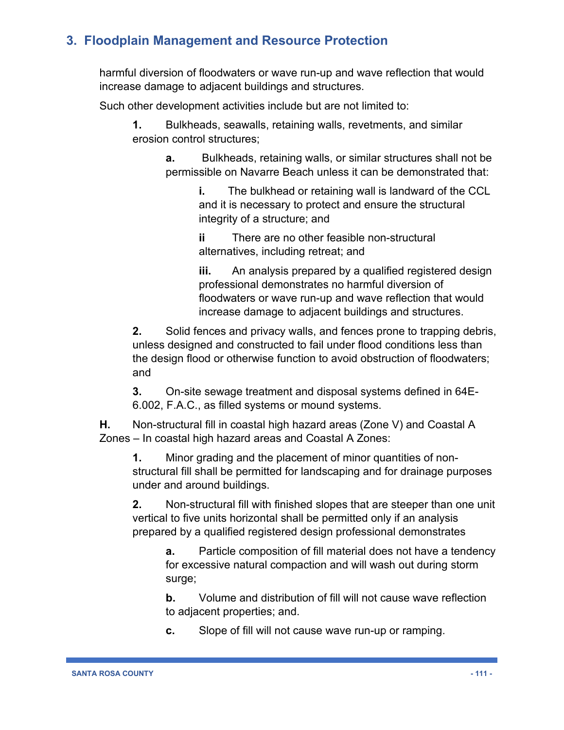harmful diversion of floodwaters or wave run-up and wave reflection that would increase damage to adjacent buildings and structures.

Such other development activities include but are not limited to:

**1.** Bulkheads, seawalls, retaining walls, revetments, and similar erosion control structures;

**a.** Bulkheads, retaining walls, or similar structures shall not be permissible on Navarre Beach unless it can be demonstrated that:

**i.** The bulkhead or retaining wall is landward of the CCL and it is necessary to protect and ensure the structural integrity of a structure; and

**ii** There are no other feasible non-structural alternatives, including retreat; and

**iii.** An analysis prepared by a qualified registered design professional demonstrates no harmful diversion of floodwaters or wave run-up and wave reflection that would increase damage to adjacent buildings and structures.

**2.** Solid fences and privacy walls, and fences prone to trapping debris, unless designed and constructed to fail under flood conditions less than the design flood or otherwise function to avoid obstruction of floodwaters; and

**3.** On-site sewage treatment and disposal systems defined in 64E-6.002, F.A.C., as filled systems or mound systems.

**H.** Non-structural fill in coastal high hazard areas (Zone V) and Coastal A Zones – In coastal high hazard areas and Coastal A Zones:

**1.** Minor grading and the placement of minor quantities of non-structural fill shall be permitted for landscaping and for drainage purposes under and around buildings.

**2.** Non-structural fill with finished slopes that are steeper than one unit vertical to five units horizontal shall be permitted only if an analysis prepared by a qualified registered design professional demonstrates

**a.** Particle composition of fill material does not have a tendency for excessive natural compaction and will wash out during storm surge;

**b.** Volume and distribution of fill will not cause wave reflection to adjacent properties; and.

**c.** Slope of fill will not cause wave run-up or ramping.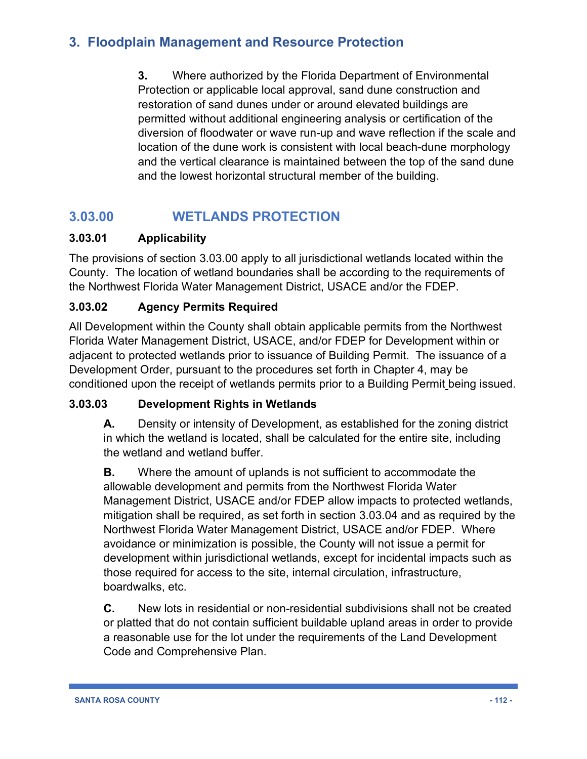**3.** Where authorized by the Florida Department of Environmental Protection or applicable local approval, sand dune construction and restoration of sand dunes under or around elevated buildings are permitted without additional engineering analysis or certification of the diversion of floodwater or wave run-up and wave reflection if the scale and location of the dune work is consistent with local beach-dune morphology and the vertical clearance is maintained between the top of the sand dune and the lowest horizontal structural member of the building.

## 3.03.00 WETLANDS PROTECTION

### 3.03.01 Applicability

The provisions of section 3.03.00 apply to all jurisdictional wetlands located within the County. The location of wetland boundaries shall be according to the requirements of the Northwest Florida Water Management District, USACE and/or the FDEP.

### 3.03.02 Agency Permits Required

All Development within the County shall obtain applicable permits from the Northwest Florida Water Management District, USACE, and/or FDEP for Development within or adjacent to protected wetlands prior to issuance of Building Permit. The issuance of a Development Order, pursuant to the procedures set forth in Chapter 4, may be conditioned upon the receipt of wetlands permits prior to a Building Permit being issued.

### 3.03.03 Development Rights in Wetlands

**A.** Density or intensity of Development, as established for the zoning district in which the wetland is located, shall be calculated for the entire site, including the wetland and wetland buffer.

**B.** Where the amount of uplands is not sufficient to accommodate the allowable development and permits from the Northwest Florida Water Management District, USACE and/or FDEP allow impacts to protected wetlands, mitigation shall be required, as set forth in section 3.03.04 and as required by the Northwest Florida Water Management District, USACE and/or FDEP. Where avoidance or minimization is possible, the County will not issue a permit for development within jurisdictional wetlands, except for incidental impacts such as those required for access to the site, internal circulation, infrastructure, boardwalks, etc.

**C.** New lots in residential or non-residential subdivisions shall not be created or platted that do not contain sufficient buildable upland areas in order to provide a reasonable use for the lot under the requirements of the Land Development Code and Comprehensive Plan.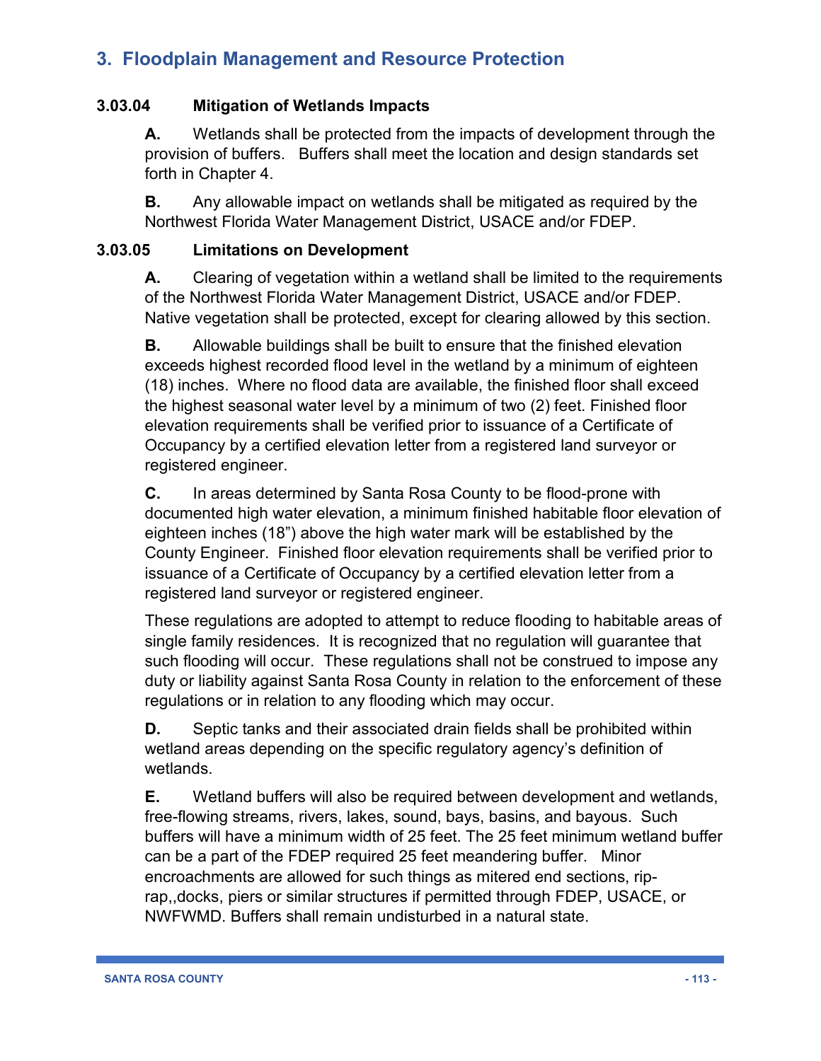## 3. Floodplain Management and Resource Protection

### 3.03.04 Mitigation of Wetlands Impacts

**A.** Wetlands shall be protected from the impacts of development through the provision of buffers. Buffers shall meet the location and design standards set forth in Chapter 4.

**B.** Any allowable impact on wetlands shall be mitigated as required by the Northwest Florida Water Management District, USACE and/or FDEP.

### 3.03.05 Limitations on Development

**A.** Clearing of vegetation within a wetland shall be limited to the requirements of the Northwest Florida Water Management District, USACE and/or FDEP. Native vegetation shall be protected, except for clearing allowed by this section.

**B.** Allowable buildings shall be built to ensure that the finished elevation exceeds highest recorded flood level in the wetland by a minimum of eighteen (18) inches. Where no flood data are available, the finished floor shall exceed the highest seasonal water level by a minimum of two (2) feet. Finished floor elevation requirements shall be verified prior to issuance of a Certificate of Occupancy by a certified elevation letter from a registered land surveyor or registered engineer.

**C.** In areas determined by Santa Rosa County to be flood-prone with documented high water elevation, a minimum finished habitable floor elevation of eighteen inches (18") above the high water mark will be established by the County Engineer. Finished floor elevation requirements shall be verified prior to issuance of a Certificate of Occupancy by a certified elevation letter from a registered land surveyor or registered engineer.

These regulations are adopted to attempt to reduce flooding to habitable areas of single family residences. It is recognized that no regulation will guarantee that such flooding will occur. These regulations shall not be construed to impose any duty or liability against Santa Rosa County in relation to the enforcement of these regulations or in relation to any flooding which may occur.

**D.** Septic tanks and their associated drain fields shall be prohibited within wetland areas depending on the specific regulatory agency's definition of wetlands.

**E.** Wetland buffers will also be required between development and wetlands, free-flowing streams, rivers, lakes, sound, bays, basins, and bayous. Such buffers will have a minimum width of 25 feet. The 25 feet minimum wetland buffer can be a part of the FDEP required 25 feet meandering buffer. Minor encroachments are allowed for such things as mitered end sections, rip-rap,,docks, piers or similar structures if permitted through FDEP, USACE, or NWFWMD. Buffers shall remain undisturbed in a natural state.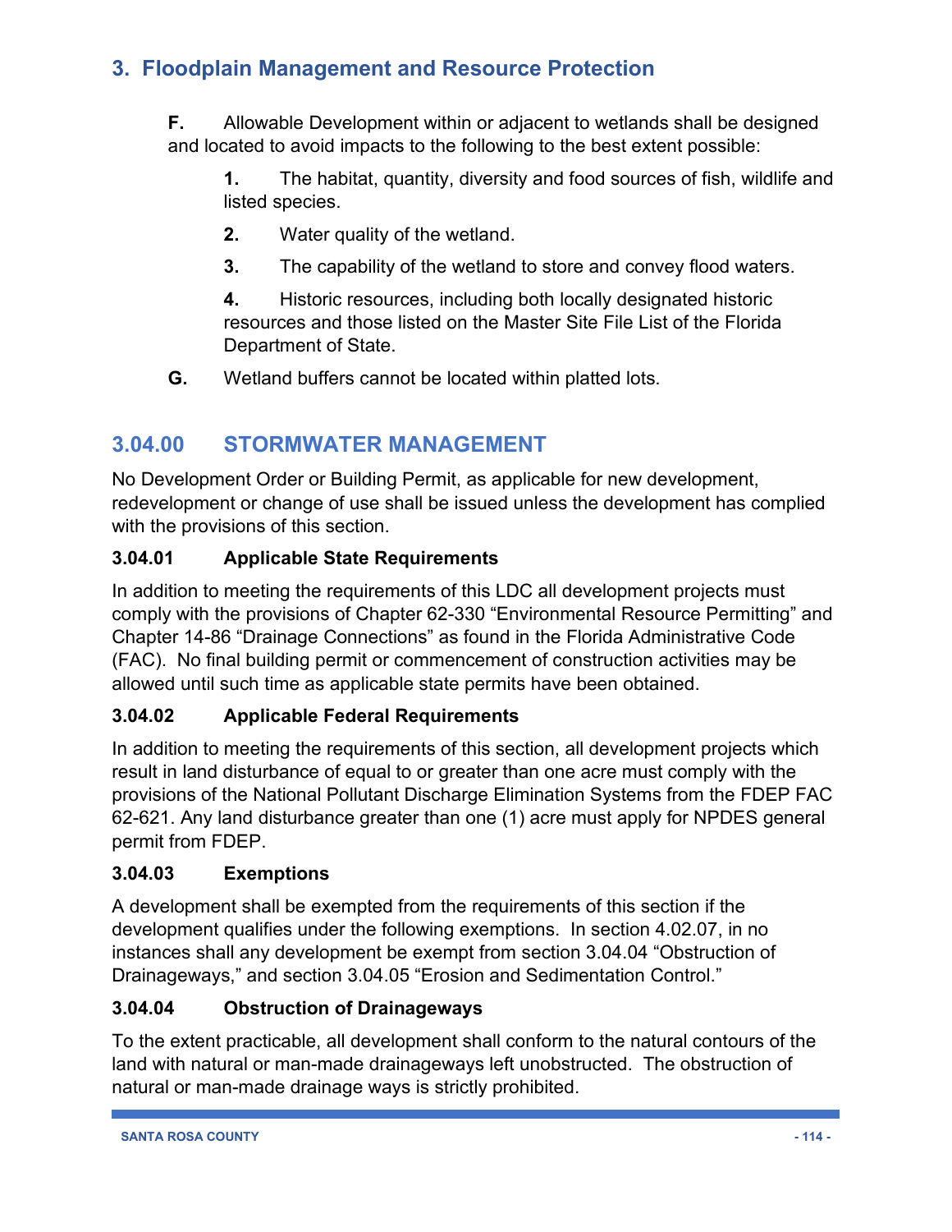## 3. Floodplain Management and Resource Protection

**F.** Allowable Development within or adjacent to wetlands shall be designed and located to avoid impacts to the following to the best extent possible:

**1.** The habitat, quantity, diversity and food sources of fish, wildlife and listed species.

**2.** Water quality of the wetland.

**3.** The capability of the wetland to store and convey flood waters.

**4.** Historic resources, including both locally designated historic resources and those listed on the Master Site File List of the Florida Department of State.

**G.** Wetland buffers cannot be located within platted lots.

## 3.04.00 STORMWATER MANAGEMENT

No Development Order or Building Permit, as applicable for new development, redevelopment or change of use shall be issued unless the development has complied with the provisions of this section.

### 3.04.01 Applicable State Requirements

In addition to meeting the requirements of this LDC all development projects must comply with the provisions of Chapter 62-330 "Environmental Resource Permitting" and Chapter 14-86 "Drainage Connections" as found in the Florida Administrative Code (FAC). No final building permit or commencement of construction activities may be allowed until such time as applicable state permits have been obtained.

### 3.04.02 Applicable Federal Requirements

In addition to meeting the requirements of this section, all development projects which result in land disturbance of equal to or greater than one acre must comply with the provisions of the National Pollutant Discharge Elimination Systems from the FDEP FAC 62-621. Any land disturbance greater than one (1) acre must apply for NPDES general permit from FDEP.

### 3.04.03 Exemptions

A development shall be exempted from the requirements of this section if the development qualifies under the following exemptions. In section 4.02.07, in no instances shall any development be exempt from section 3.04.04 "Obstruction of Drainageways," and section 3.04.05 "Erosion and Sedimentation Control."

### 3.04.04 Obstruction of Drainageways

To the extent practicable, all development shall conform to the natural contours of the land with natural or man-made drainageways left unobstructed. The obstruction of natural or man-made drainage ways is strictly prohibited.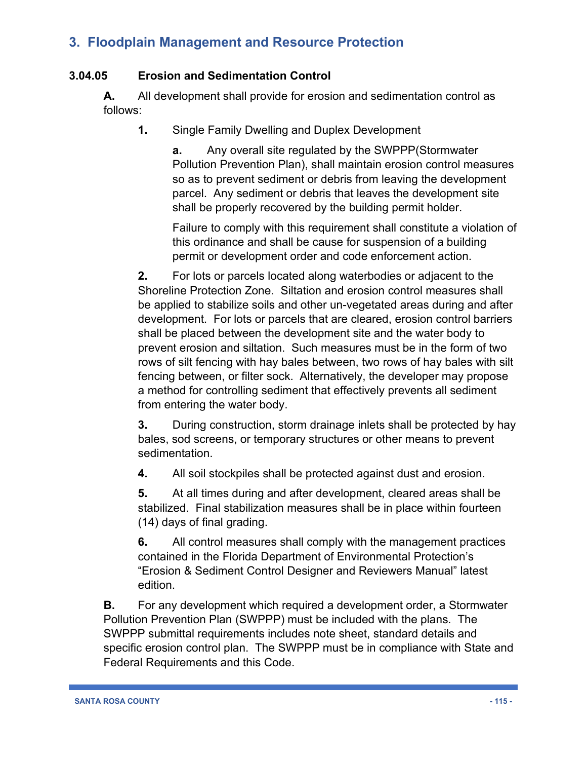## 3. Floodplain Management and Resource Protection

### 3.04.05 Erosion and Sedimentation Control

**A.** All development shall provide for erosion and sedimentation control as follows:

**1.** Single Family Dwelling and Duplex Development

**a.** Any overall site regulated by the SWPPP(Stormwater Pollution Prevention Plan), shall maintain erosion control measures so as to prevent sediment or debris from leaving the development parcel. Any sediment or debris that leaves the development site shall be properly recovered by the building permit holder.

Failure to comply with this requirement shall constitute a violation of this ordinance and shall be cause for suspension of a building permit or development order and code enforcement action.

**2.** For lots or parcels located along waterbodies or adjacent to the Shoreline Protection Zone. Siltation and erosion control measures shall be applied to stabilize soils and other un-vegetated areas during and after development. For lots or parcels that are cleared, erosion control barriers shall be placed between the development site and the water body to prevent erosion and siltation. Such measures must be in the form of two rows of silt fencing with hay bales between, two rows of hay bales with silt fencing between, or filter sock. Alternatively, the developer may propose a method for controlling sediment that effectively prevents all sediment from entering the water body.

**3.** During construction, storm drainage inlets shall be protected by hay bales, sod screens, or temporary structures or other means to prevent sedimentation.

**4.** All soil stockpiles shall be protected against dust and erosion.

**5.** At all times during and after development, cleared areas shall be stabilized. Final stabilization measures shall be in place within fourteen (14) days of final grading.

**6.** All control measures shall comply with the management practices contained in the Florida Department of Environmental Protection's "Erosion & Sediment Control Designer and Reviewers Manual" latest edition.

**B.** For any development which required a development order, a Stormwater Pollution Prevention Plan (SWPPP) must be included with the plans. The SWPPP submittal requirements includes note sheet, standard details and specific erosion control plan. The SWPPP must be in compliance with State and Federal Requirements and this Code.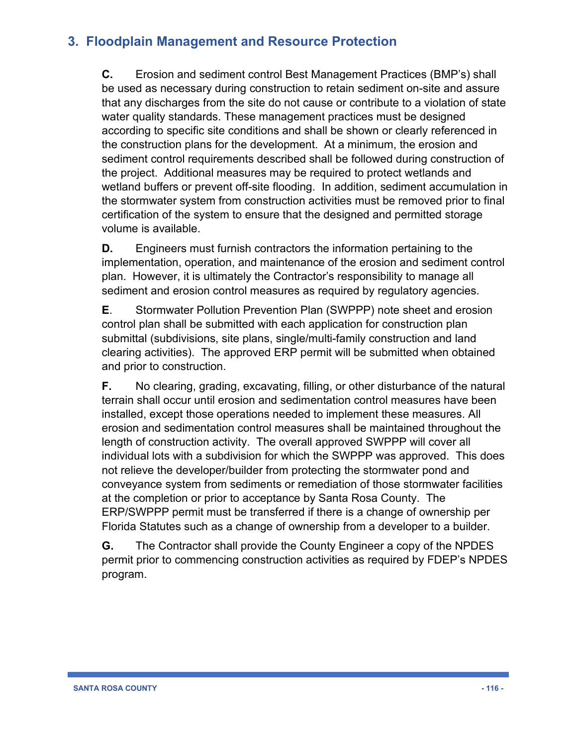## 3. Floodplain Management and Resource Protection

**C.** Erosion and sediment control Best Management Practices (BMP's) shall be used as necessary during construction to retain sediment on-site and assure that any discharges from the site do not cause or contribute to a violation of state water quality standards. These management practices must be designed according to specific site conditions and shall be shown or clearly referenced in the construction plans for the development. At a minimum, the erosion and sediment control requirements described shall be followed during construction of the project. Additional measures may be required to protect wetlands and wetland buffers or prevent off-site flooding. In addition, sediment accumulation in the stormwater system from construction activities must be removed prior to final certification of the system to ensure that the designed and permitted storage volume is available.

**D.** Engineers must furnish contractors the information pertaining to the implementation, operation, and maintenance of the erosion and sediment control plan. However, it is ultimately the Contractor's responsibility to manage all sediment and erosion control measures as required by regulatory agencies.

**E**. Stormwater Pollution Prevention Plan (SWPPP) note sheet and erosion control plan shall be submitted with each application for construction plan submittal (subdivisions, site plans, single/multi-family construction and land clearing activities). The approved ERP permit will be submitted when obtained and prior to construction.

**F.** No clearing, grading, excavating, filling, or other disturbance of the natural terrain shall occur until erosion and sedimentation control measures have been installed, except those operations needed to implement these measures. All erosion and sedimentation control measures shall be maintained throughout the length of construction activity. The overall approved SWPPP will cover all individual lots with a subdivision for which the SWPPP was approved. This does not relieve the developer/builder from protecting the stormwater pond and conveyance system from sediments or remediation of those stormwater facilities at the completion or prior to acceptance by Santa Rosa County. The ERP/SWPPP permit must be transferred if there is a change of ownership per Florida Statutes such as a change of ownership from a developer to a builder.

**G.** The Contractor shall provide the County Engineer a copy of the NPDES permit prior to commencing construction activities as required by FDEP's NPDES program.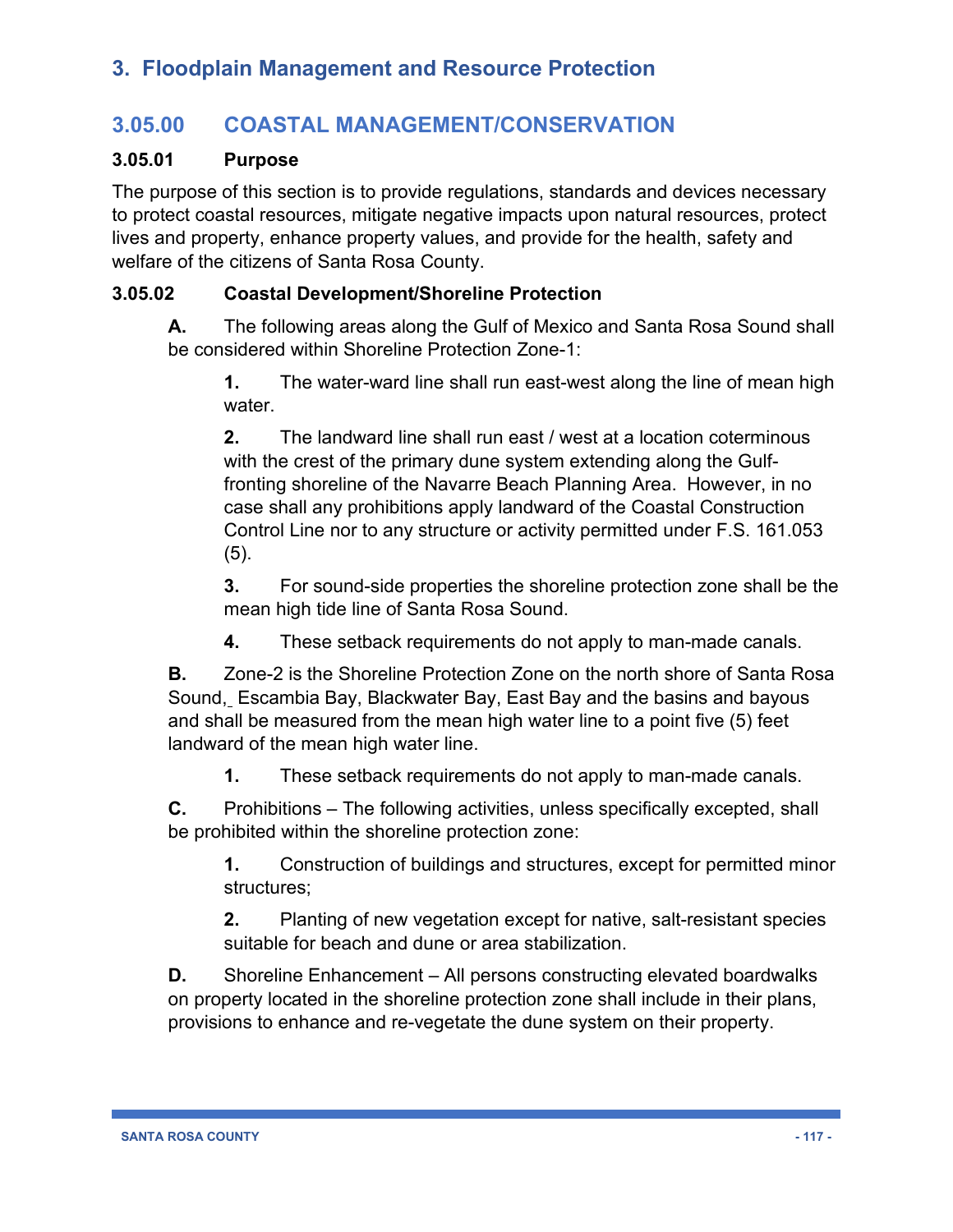# 3. Floodplain Management and Resource Protection

## 3.05.00 COASTAL MANAGEMENT/CONSERVATION

### 3.05.01 Purpose

The purpose of this section is to provide regulations, standards and devices necessary to protect coastal resources, mitigate negative impacts upon natural resources, protect lives and property, enhance property values, and provide for the health, safety and welfare of the citizens of Santa Rosa County.

### 3.05.02 Coastal Development/Shoreline Protection

**A.** The following areas along the Gulf of Mexico and Santa Rosa Sound shall be considered within Shoreline Protection Zone-1:

**1.** The water-ward line shall run east-west along the line of mean high water.

**2.** The landward line shall run east / west at a location coterminous with the crest of the primary dune system extending along the Gulf-fronting shoreline of the Navarre Beach Planning Area. However, in no case shall any prohibitions apply landward of the Coastal Construction Control Line nor to any structure or activity permitted under F.S. 161.053 (5).

**3.** For sound-side properties the shoreline protection zone shall be the mean high tide line of Santa Rosa Sound.

**4.** These setback requirements do not apply to man-made canals.

**B.** Zone-2 is the Shoreline Protection Zone on the north shore of Santa Rosa Sound, Escambia Bay, Blackwater Bay, East Bay and the basins and bayous and shall be measured from the mean high water line to a point five (5) feet landward of the mean high water line.

**1.** These setback requirements do not apply to man-made canals.

**C.** Prohibitions – The following activities, unless specifically excepted, shall be prohibited within the shoreline protection zone:

**1.** Construction of buildings and structures, except for permitted minor structures;

**2.** Planting of new vegetation except for native, salt-resistant species suitable for beach and dune or area stabilization.

**D.** Shoreline Enhancement – All persons constructing elevated boardwalks on property located in the shoreline protection zone shall include in their plans, provisions to enhance and re-vegetate the dune system on their property.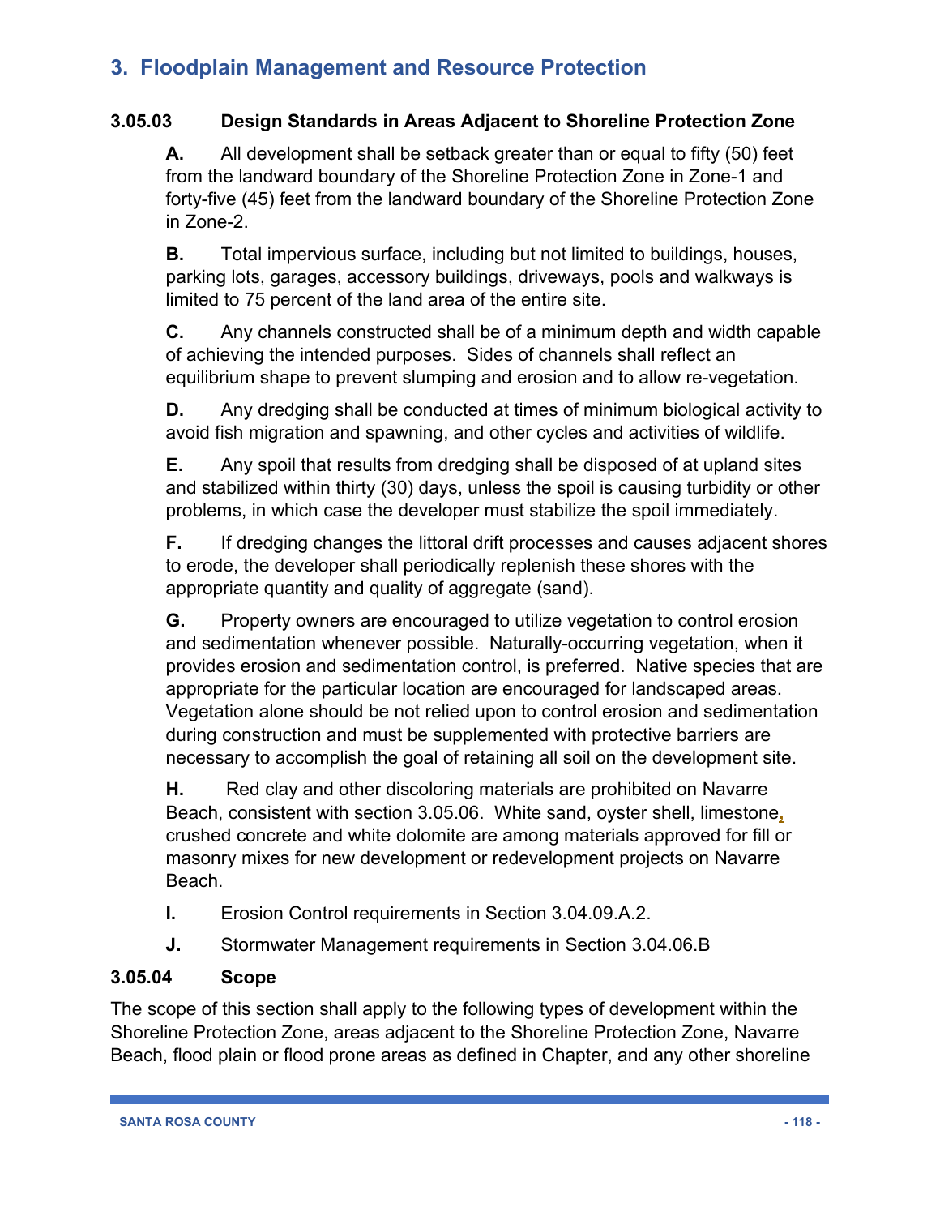## 3. Floodplain Management and Resource Protection

### 3.05.03 Design Standards in Areas Adjacent to Shoreline Protection Zone

**A.** All development shall be setback greater than or equal to fifty (50) feet from the landward boundary of the Shoreline Protection Zone in Zone-1 and forty-five (45) feet from the landward boundary of the Shoreline Protection Zone in Zone-2.

**B.** Total impervious surface, including but not limited to buildings, houses, parking lots, garages, accessory buildings, driveways, pools and walkways is limited to 75 percent of the land area of the entire site.

**C.** Any channels constructed shall be of a minimum depth and width capable of achieving the intended purposes. Sides of channels shall reflect an equilibrium shape to prevent slumping and erosion and to allow re-vegetation.

**D.** Any dredging shall be conducted at times of minimum biological activity to avoid fish migration and spawning, and other cycles and activities of wildlife.

**E.** Any spoil that results from dredging shall be disposed of at upland sites and stabilized within thirty (30) days, unless the spoil is causing turbidity or other problems, in which case the developer must stabilize the spoil immediately.

**F.** If dredging changes the littoral drift processes and causes adjacent shores to erode, the developer shall periodically replenish these shores with the appropriate quantity and quality of aggregate (sand).

**G.** Property owners are encouraged to utilize vegetation to control erosion and sedimentation whenever possible. Naturally-occurring vegetation, when it provides erosion and sedimentation control, is preferred. Native species that are appropriate for the particular location are encouraged for landscaped areas. Vegetation alone should be not relied upon to control erosion and sedimentation during construction and must be supplemented with protective barriers are necessary to accomplish the goal of retaining all soil on the development site.

**H.** Red clay and other discoloring materials are prohibited on Navarre Beach, consistent with section 3.05.06. White sand, oyster shell, limestone, crushed concrete and white dolomite are among materials approved for fill or masonry mixes for new development or redevelopment projects on Navarre Beach.

**I.** Erosion Control requirements in Section 3.04.09.A.2.

**J.** Stormwater Management requirements in Section 3.04.06.B

### 3.05.04 Scope

The scope of this section shall apply to the following types of development within the Shoreline Protection Zone, areas adjacent to the Shoreline Protection Zone, Navarre Beach, flood plain or flood prone areas as defined in Chapter, and any other shoreline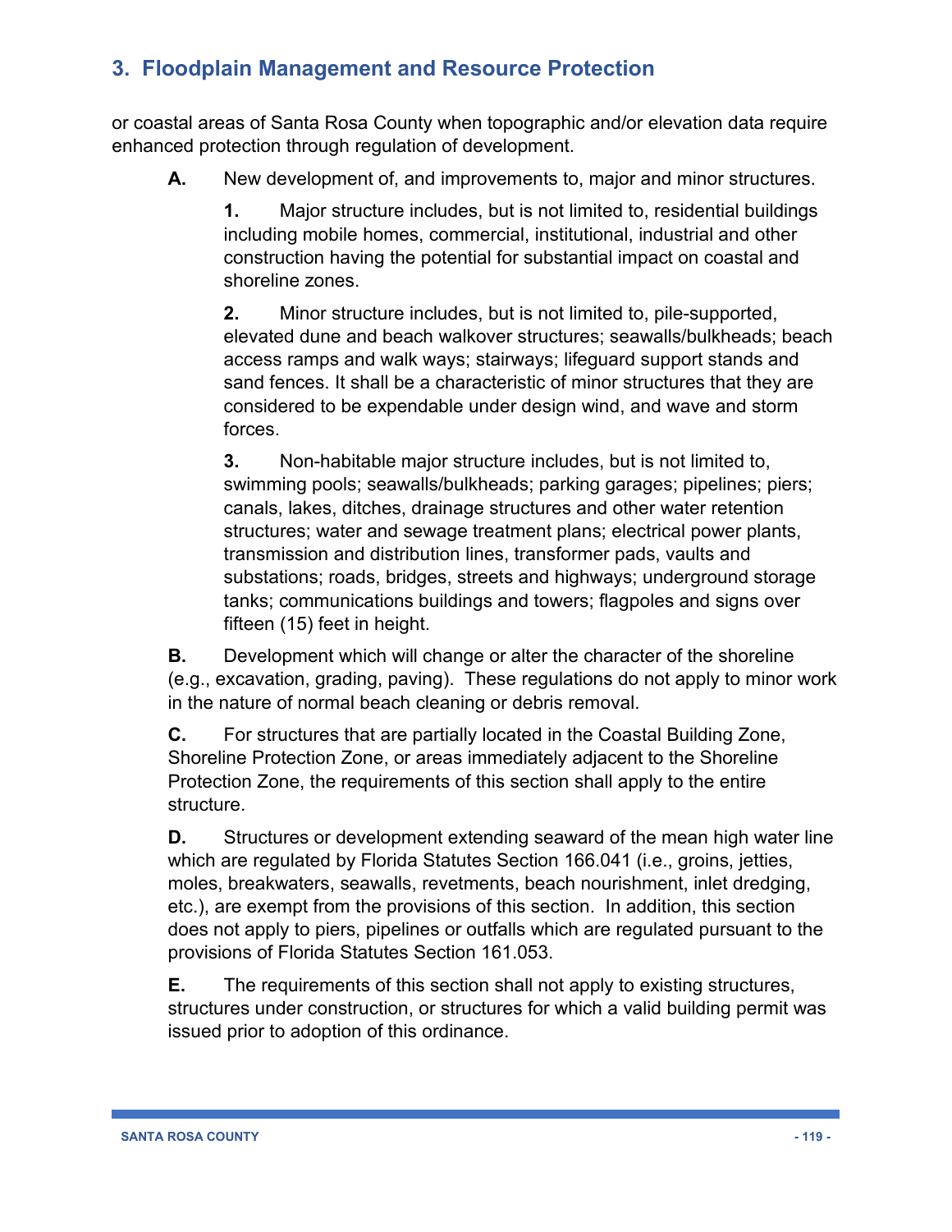## 3. Floodplain Management and Resource Protection

or coastal areas of Santa Rosa County when topographic and/or elevation data require enhanced protection through regulation of development.

**A.** New development of, and improvements to, major and minor structures.

**1.** Major structure includes, but is not limited to, residential buildings including mobile homes, commercial, institutional, industrial and other construction having the potential for substantial impact on coastal and shoreline zones.

**2.** Minor structure includes, but is not limited to, pile-supported, elevated dune and beach walkover structures; seawalls/bulkheads; beach access ramps and walk ways; stairways; lifeguard support stands and sand fences. It shall be a characteristic of minor structures that they are considered to be expendable under design wind, and wave and storm forces.

**3.** Non-habitable major structure includes, but is not limited to, swimming pools; seawalls/bulkheads; parking garages; pipelines; piers; canals, lakes, ditches, drainage structures and other water retention structures; water and sewage treatment plans; electrical power plants, transmission and distribution lines, transformer pads, vaults and substations; roads, bridges, streets and highways; underground storage tanks; communications buildings and towers; flagpoles and signs over fifteen (15) feet in height.

**B.** Development which will change or alter the character of the shoreline (e.g., excavation, grading, paving). These regulations do not apply to minor work in the nature of normal beach cleaning or debris removal.

**C.** For structures that are partially located in the Coastal Building Zone, Shoreline Protection Zone, or areas immediately adjacent to the Shoreline Protection Zone, the requirements of this section shall apply to the entire structure.

**D.** Structures or development extending seaward of the mean high water line which are regulated by Florida Statutes Section 166.041 (i.e., groins, jetties, moles, breakwaters, seawalls, revetments, beach nourishment, inlet dredging, etc.), are exempt from the provisions of this section. In addition, this section does not apply to piers, pipelines or outfalls which are regulated pursuant to the provisions of Florida Statutes Section 161.053.

**E.** The requirements of this section shall not apply to existing structures, structures under construction, or structures for which a valid building permit was issued prior to adoption of this ordinance.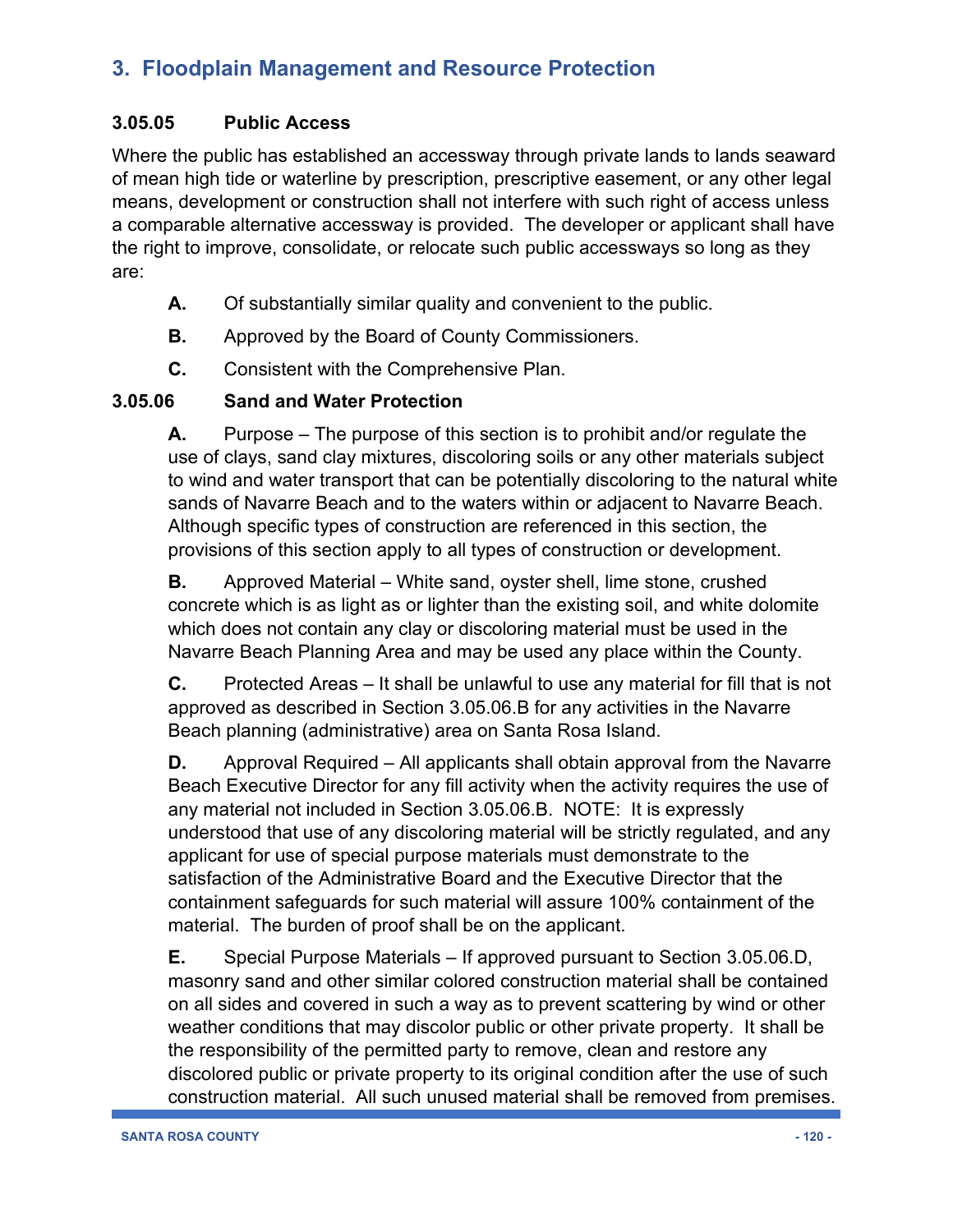## 3. Floodplain Management and Resource Protection

### 3.05.05 Public Access

Where the public has established an accessway through private lands to lands seaward of mean high tide or waterline by prescription, prescriptive easement, or any other legal means, development or construction shall not interfere with such right of access unless a comparable alternative accessway is provided. The developer or applicant shall have the right to improve, consolidate, or relocate such public accessways so long as they are:

**A.** Of substantially similar quality and convenient to the public.

**B.** Approved by the Board of County Commissioners.

**C.** Consistent with the Comprehensive Plan.

### 3.05.06 Sand and Water Protection

**A.** Purpose – The purpose of this section is to prohibit and/or regulate the use of clays, sand clay mixtures, discoloring soils or any other materials subject to wind and water transport that can be potentially discoloring to the natural white sands of Navarre Beach and to the waters within or adjacent to Navarre Beach. Although specific types of construction are referenced in this section, the provisions of this section apply to all types of construction or development.

**B.** Approved Material – White sand, oyster shell, lime stone, crushed concrete which is as light as or lighter than the existing soil, and white dolomite which does not contain any clay or discoloring material must be used in the Navarre Beach Planning Area and may be used any place within the County.

**C.** Protected Areas – It shall be unlawful to use any material for fill that is not approved as described in Section 3.05.06.B for any activities in the Navarre Beach planning (administrative) area on Santa Rosa Island.

**D.** Approval Required – All applicants shall obtain approval from the Navarre Beach Executive Director for any fill activity when the activity requires the use of any material not included in Section 3.05.06.B. NOTE: It is expressly understood that use of any discoloring material will be strictly regulated, and any applicant for use of special purpose materials must demonstrate to the satisfaction of the Administrative Board and the Executive Director that the containment safeguards for such material will assure 100% containment of the material. The burden of proof shall be on the applicant.

**E.** Special Purpose Materials – If approved pursuant to Section 3.05.06.D, masonry sand and other similar colored construction material shall be contained on all sides and covered in such a way as to prevent scattering by wind or other weather conditions that may discolor public or other private property. It shall be the responsibility of the permitted party to remove, clean and restore any discolored public or private property to its original condition after the use of such construction material. All such unused material shall be removed from premises.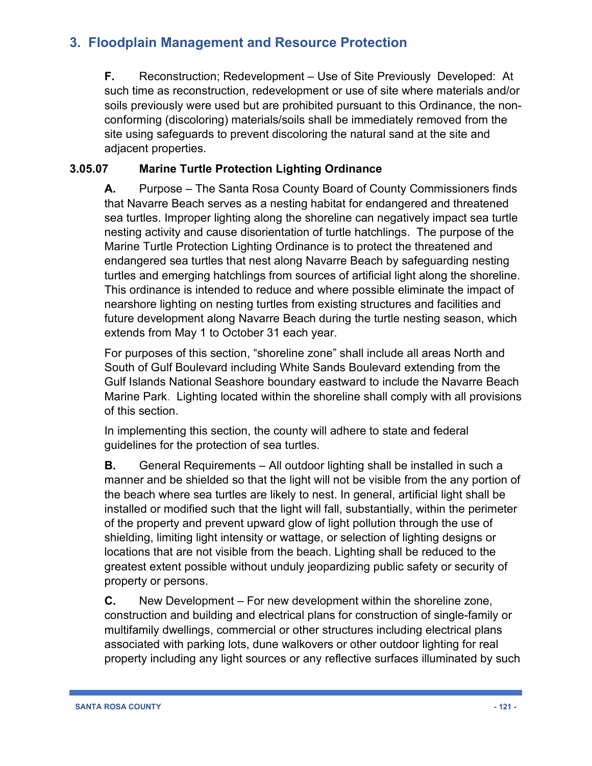## 3. Floodplain Management and Resource Protection

**F.** Reconstruction; Redevelopment – Use of Site Previously Developed: At such time as reconstruction, redevelopment or use of site where materials and/or soils previously were used but are prohibited pursuant to this Ordinance, the non-conforming (discoloring) materials/soils shall be immediately removed from the site using safeguards to prevent discoloring the natural sand at the site and adjacent properties.

### 3.05.07 Marine Turtle Protection Lighting Ordinance

**A.** Purpose – The Santa Rosa County Board of County Commissioners finds that Navarre Beach serves as a nesting habitat for endangered and threatened sea turtles. Improper lighting along the shoreline can negatively impact sea turtle nesting activity and cause disorientation of turtle hatchlings. The purpose of the Marine Turtle Protection Lighting Ordinance is to protect the threatened and endangered sea turtles that nest along Navarre Beach by safeguarding nesting turtles and emerging hatchlings from sources of artificial light along the shoreline. This ordinance is intended to reduce and where possible eliminate the impact of nearshore lighting on nesting turtles from existing structures and facilities and future development along Navarre Beach during the turtle nesting season, which extends from May 1 to October 31 each year.

For purposes of this section, "shoreline zone" shall include all areas North and South of Gulf Boulevard including White Sands Boulevard extending from the Gulf Islands National Seashore boundary eastward to include the Navarre Beach Marine Park. Lighting located within the shoreline shall comply with all provisions of this section.

In implementing this section, the county will adhere to state and federal guidelines for the protection of sea turtles.

**B.** General Requirements – All outdoor lighting shall be installed in such a manner and be shielded so that the light will not be visible from the any portion of the beach where sea turtles are likely to nest. In general, artificial light shall be installed or modified such that the light will fall, substantially, within the perimeter of the property and prevent upward glow of light pollution through the use of shielding, limiting light intensity or wattage, or selection of lighting designs or locations that are not visible from the beach. Lighting shall be reduced to the greatest extent possible without unduly jeopardizing public safety or security of property or persons.

**C.** New Development – For new development within the shoreline zone, construction and building and electrical plans for construction of single-family or multifamily dwellings, commercial or other structures including electrical plans associated with parking lots, dune walkovers or other outdoor lighting for real property including any light sources or any reflective surfaces illuminated by such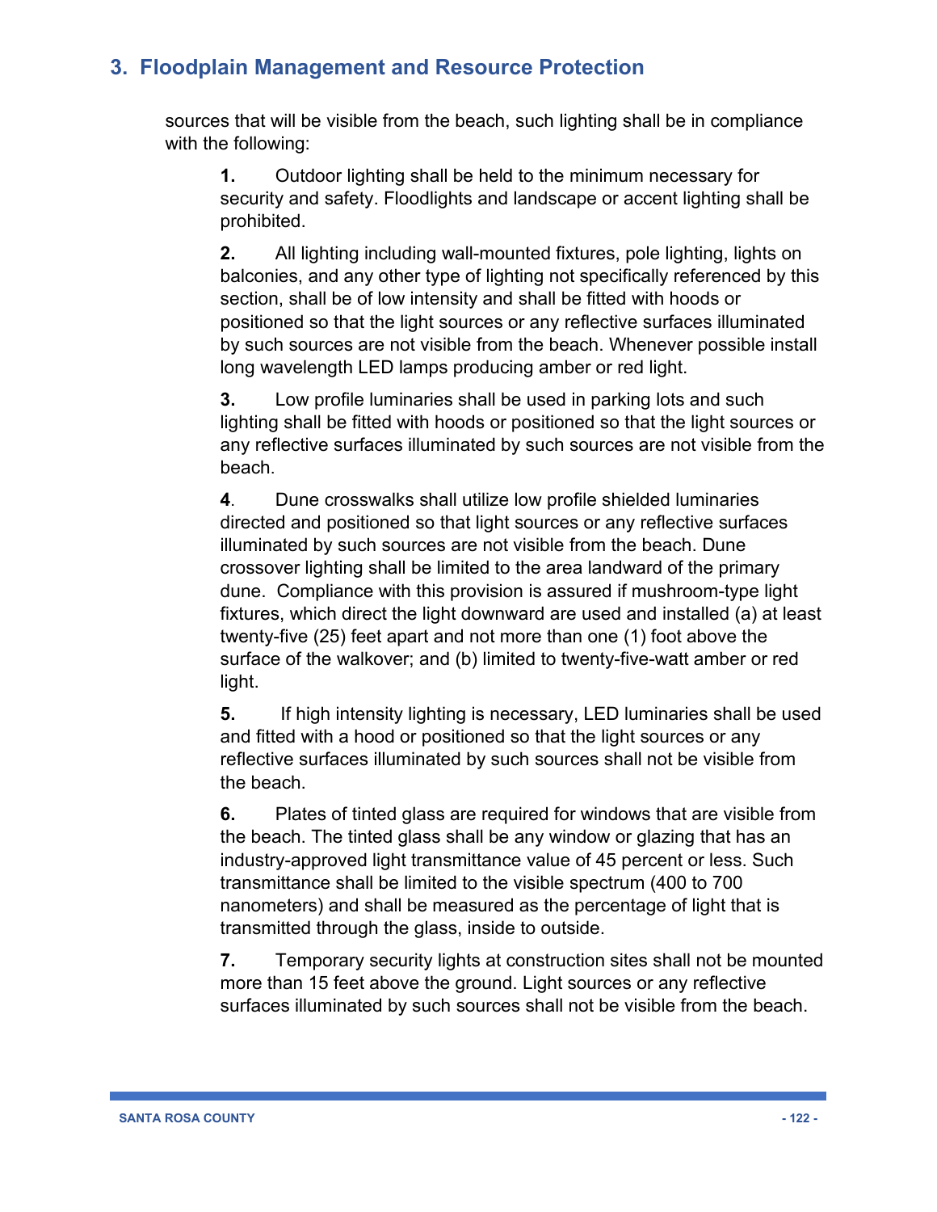sources that will be visible from the beach, such lighting shall be in compliance with the following:

**1.** Outdoor lighting shall be held to the minimum necessary for security and safety. Floodlights and landscape or accent lighting shall be prohibited.

**2.** All lighting including wall-mounted fixtures, pole lighting, lights on balconies, and any other type of lighting not specifically referenced by this section, shall be of low intensity and shall be fitted with hoods or positioned so that the light sources or any reflective surfaces illuminated by such sources are not visible from the beach. Whenever possible install long wavelength LED lamps producing amber or red light.

**3.** Low profile luminaries shall be used in parking lots and such lighting shall be fitted with hoods or positioned so that the light sources or any reflective surfaces illuminated by such sources are not visible from the beach.

**4**. Dune crosswalks shall utilize low profile shielded luminaries directed and positioned so that light sources or any reflective surfaces illuminated by such sources are not visible from the beach. Dune crossover lighting shall be limited to the area landward of the primary dune. Compliance with this provision is assured if mushroom-type light fixtures, which direct the light downward are used and installed (a) at least twenty-five (25) feet apart and not more than one (1) foot above the surface of the walkover; and (b) limited to twenty-five-watt amber or red light.

**5.** If high intensity lighting is necessary, LED luminaries shall be used and fitted with a hood or positioned so that the light sources or any reflective surfaces illuminated by such sources shall not be visible from the beach.

**6.** Plates of tinted glass are required for windows that are visible from the beach. The tinted glass shall be any window or glazing that has an industry-approved light transmittance value of 45 percent or less. Such transmittance shall be limited to the visible spectrum (400 to 700 nanometers) and shall be measured as the percentage of light that is transmitted through the glass, inside to outside.

**7.** Temporary security lights at construction sites shall not be mounted more than 15 feet above the ground. Light sources or any reflective surfaces illuminated by such sources shall not be visible from the beach.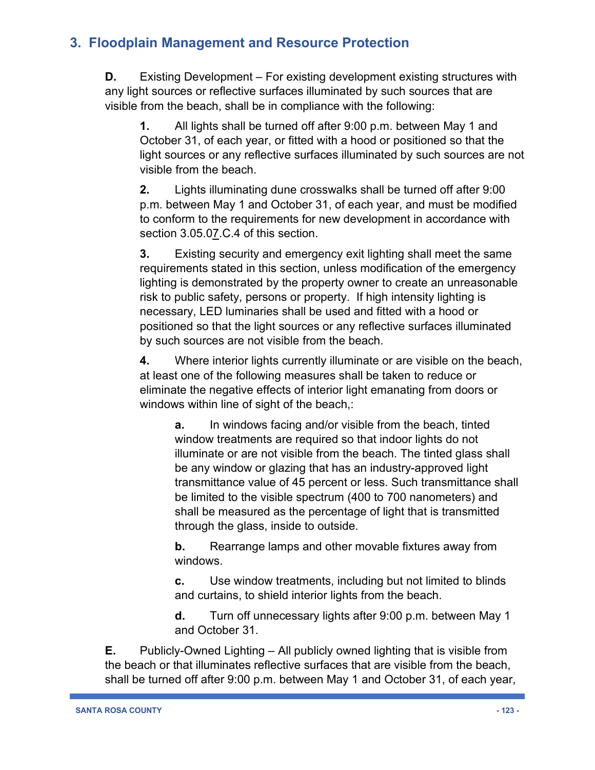## 3. Floodplain Management and Resource Protection

**D.** Existing Development – For existing development existing structures with any light sources or reflective surfaces illuminated by such sources that are visible from the beach, shall be in compliance with the following:

**1.** All lights shall be turned off after 9:00 p.m. between May 1 and October 31, of each year, or fitted with a hood or positioned so that the light sources or any reflective surfaces illuminated by such sources are not visible from the beach.

**2.** Lights illuminating dune crosswalks shall be turned off after 9:00 p.m. between May 1 and October 31, of each year, and must be modified to conform to the requirements for new development in accordance with section 3.05.07.C.4 of this section.

**3.** Existing security and emergency exit lighting shall meet the same requirements stated in this section, unless modification of the emergency lighting is demonstrated by the property owner to create an unreasonable risk to public safety, persons or property. If high intensity lighting is necessary, LED luminaries shall be used and fitted with a hood or positioned so that the light sources or any reflective surfaces illuminated by such sources are not visible from the beach.

**4.** Where interior lights currently illuminate or are visible on the beach, at least one of the following measures shall be taken to reduce or eliminate the negative effects of interior light emanating from doors or windows within line of sight of the beach,:

**a.** In windows facing and/or visible from the beach, tinted window treatments are required so that indoor lights do not illuminate or are not visible from the beach. The tinted glass shall be any window or glazing that has an industry-approved light transmittance value of 45 percent or less. Such transmittance shall be limited to the visible spectrum (400 to 700 nanometers) and shall be measured as the percentage of light that is transmitted through the glass, inside to outside.

**b.** Rearrange lamps and other movable fixtures away from windows.

**c.** Use window treatments, including but not limited to blinds and curtains, to shield interior lights from the beach.

**d.** Turn off unnecessary lights after 9:00 p.m. between May 1 and October 31.

**E.** Publicly-Owned Lighting – All publicly owned lighting that is visible from the beach or that illuminates reflective surfaces that are visible from the beach, shall be turned off after 9:00 p.m. between May 1 and October 31, of each year,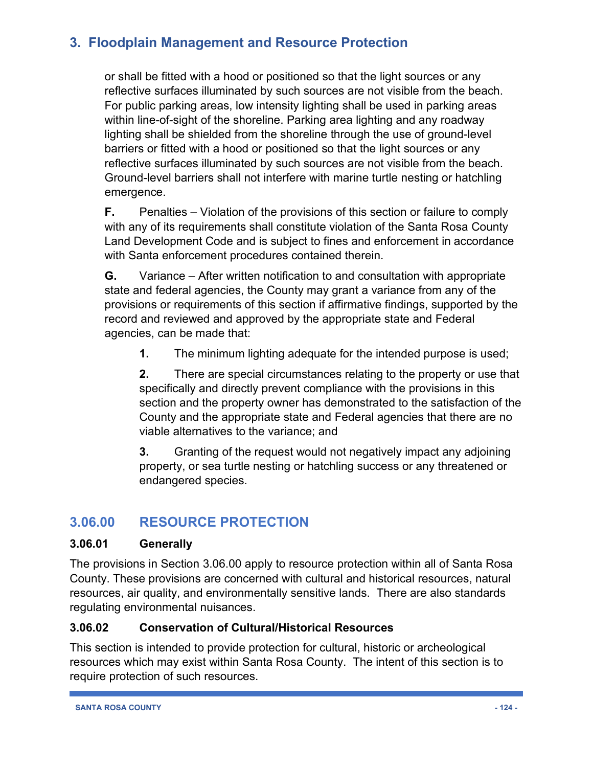or shall be fitted with a hood or positioned so that the light sources or any reflective surfaces illuminated by such sources are not visible from the beach. For public parking areas, low intensity lighting shall be used in parking areas within line-of-sight of the shoreline. Parking area lighting and any roadway lighting shall be shielded from the shoreline through the use of ground-level barriers or fitted with a hood or positioned so that the light sources or any reflective surfaces illuminated by such sources are not visible from the beach. Ground-level barriers shall not interfere with marine turtle nesting or hatchling emergence.

**F.** Penalties – Violation of the provisions of this section or failure to comply with any of its requirements shall constitute violation of the Santa Rosa County Land Development Code and is subject to fines and enforcement in accordance with Santa enforcement procedures contained therein.

**G.** Variance – After written notification to and consultation with appropriate state and federal agencies, the County may grant a variance from any of the provisions or requirements of this section if affirmative findings, supported by the record and reviewed and approved by the appropriate state and Federal agencies, can be made that:

**1.** The minimum lighting adequate for the intended purpose is used;

**2.** There are special circumstances relating to the property or use that specifically and directly prevent compliance with the provisions in this section and the property owner has demonstrated to the satisfaction of the County and the appropriate state and Federal agencies that there are no viable alternatives to the variance; and

**3.** Granting of the request would not negatively impact any adjoining property, or sea turtle nesting or hatchling success or any threatened or endangered species.

## 3.06.00 RESOURCE PROTECTION

### 3.06.01 Generally

The provisions in Section 3.06.00 apply to resource protection within all of Santa Rosa County. These provisions are concerned with cultural and historical resources, natural resources, air quality, and environmentally sensitive lands. There are also standards regulating environmental nuisances.

### 3.06.02 Conservation of Cultural/Historical Resources

This section is intended to provide protection for cultural, historic or archeological resources which may exist within Santa Rosa County. The intent of this section is to require protection of such resources.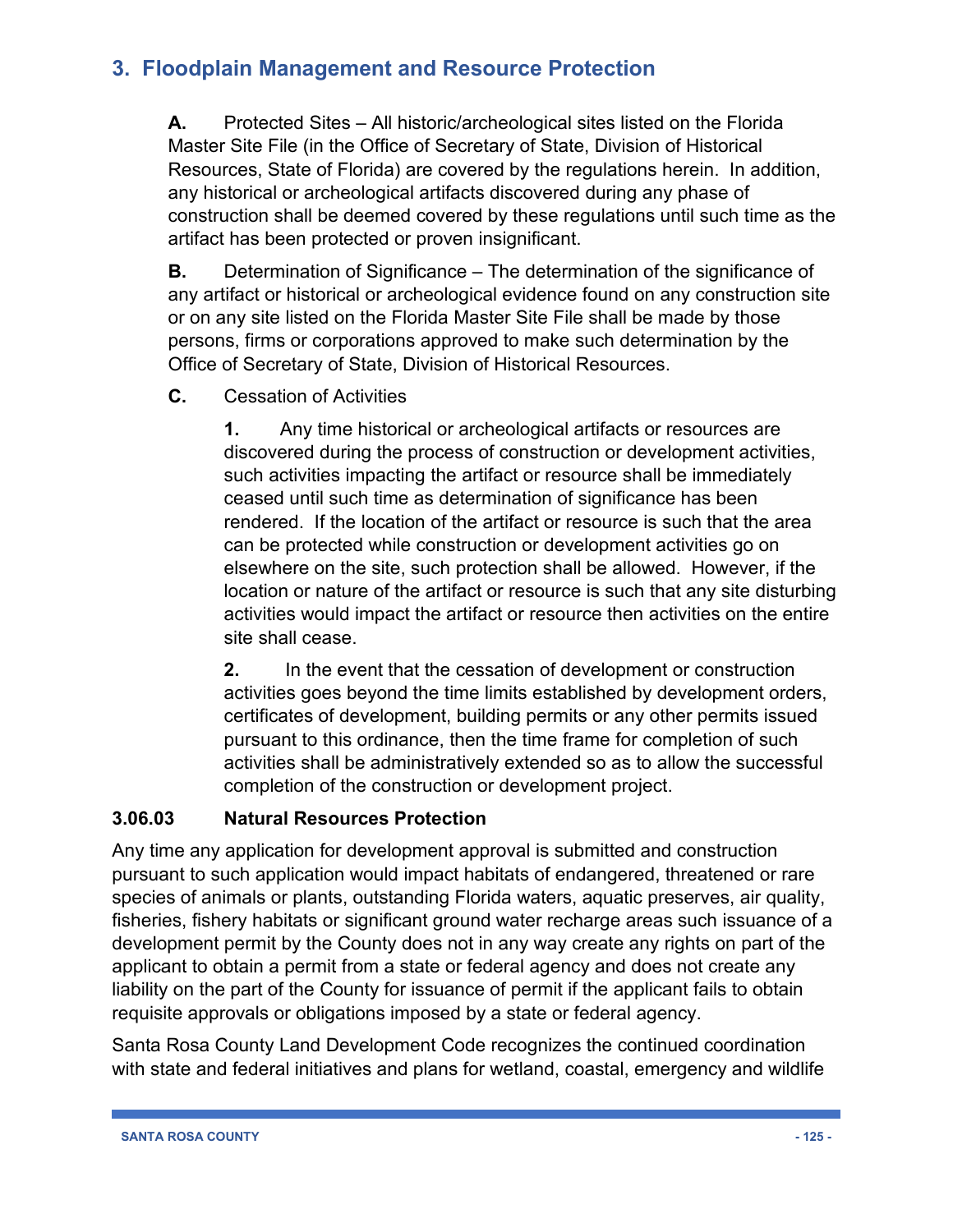## 3. Floodplain Management and Resource Protection

**A.** Protected Sites – All historic/archeological sites listed on the Florida Master Site File (in the Office of Secretary of State, Division of Historical Resources, State of Florida) are covered by the regulations herein. In addition, any historical or archeological artifacts discovered during any phase of construction shall be deemed covered by these regulations until such time as the artifact has been protected or proven insignificant.

**B.** Determination of Significance – The determination of the significance of any artifact or historical or archeological evidence found on any construction site or on any site listed on the Florida Master Site File shall be made by those persons, firms or corporations approved to make such determination by the Office of Secretary of State, Division of Historical Resources.

**C.** Cessation of Activities

**1.** Any time historical or archeological artifacts or resources are discovered during the process of construction or development activities, such activities impacting the artifact or resource shall be immediately ceased until such time as determination of significance has been rendered. If the location of the artifact or resource is such that the area can be protected while construction or development activities go on elsewhere on the site, such protection shall be allowed. However, if the location or nature of the artifact or resource is such that any site disturbing activities would impact the artifact or resource then activities on the entire site shall cease.

**2.** In the event that the cessation of development or construction activities goes beyond the time limits established by development orders, certificates of development, building permits or any other permits issued pursuant to this ordinance, then the time frame for completion of such activities shall be administratively extended so as to allow the successful completion of the construction or development project.

### 3.06.03 Natural Resources Protection

Any time any application for development approval is submitted and construction pursuant to such application would impact habitats of endangered, threatened or rare species of animals or plants, outstanding Florida waters, aquatic preserves, air quality, fisheries, fishery habitats or significant ground water recharge areas such issuance of a development permit by the County does not in any way create any rights on part of the applicant to obtain a permit from a state or federal agency and does not create any liability on the part of the County for issuance of permit if the applicant fails to obtain requisite approvals or obligations imposed by a state or federal agency.

Santa Rosa County Land Development Code recognizes the continued coordination with state and federal initiatives and plans for wetland, coastal, emergency and wildlife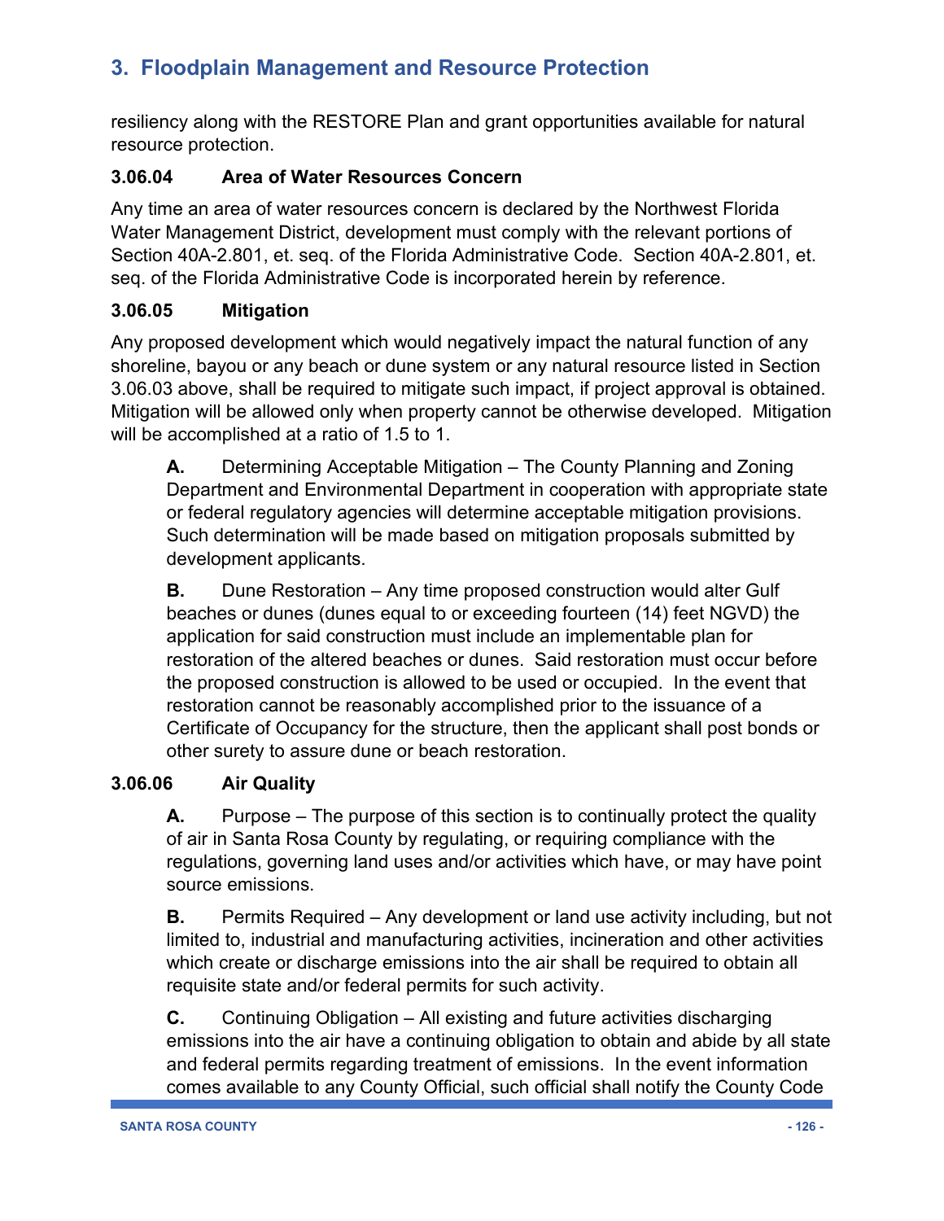resiliency along with the RESTORE Plan and grant opportunities available for natural resource protection.

### 3.06.04 Area of Water Resources Concern

Any time an area of water resources concern is declared by the Northwest Florida Water Management District, development must comply with the relevant portions of Section 40A-2.801, et. seq. of the Florida Administrative Code. Section 40A-2.801, et. seq. of the Florida Administrative Code is incorporated herein by reference.

### 3.06.05 Mitigation

Any proposed development which would negatively impact the natural function of any shoreline, bayou or any beach or dune system or any natural resource listed in Section 3.06.03 above, shall be required to mitigate such impact, if project approval is obtained. Mitigation will be allowed only when property cannot be otherwise developed. Mitigation will be accomplished at a ratio of 1.5 to 1.

**A.** Determining Acceptable Mitigation – The County Planning and Zoning Department and Environmental Department in cooperation with appropriate state or federal regulatory agencies will determine acceptable mitigation provisions. Such determination will be made based on mitigation proposals submitted by development applicants.

**B.** Dune Restoration – Any time proposed construction would alter Gulf beaches or dunes (dunes equal to or exceeding fourteen (14) feet NGVD) the application for said construction must include an implementable plan for restoration of the altered beaches or dunes. Said restoration must occur before the proposed construction is allowed to be used or occupied. In the event that restoration cannot be reasonably accomplished prior to the issuance of a Certificate of Occupancy for the structure, then the applicant shall post bonds or other surety to assure dune or beach restoration.

### 3.06.06 Air Quality

**A.** Purpose – The purpose of this section is to continually protect the quality of air in Santa Rosa County by regulating, or requiring compliance with the regulations, governing land uses and/or activities which have, or may have point source emissions.

**B.** Permits Required – Any development or land use activity including, but not limited to, industrial and manufacturing activities, incineration and other activities which create or discharge emissions into the air shall be required to obtain all requisite state and/or federal permits for such activity.

**C.** Continuing Obligation – All existing and future activities discharging emissions into the air have a continuing obligation to obtain and abide by all state and federal permits regarding treatment of emissions. In the event information comes available to any County Official, such official shall notify the County Code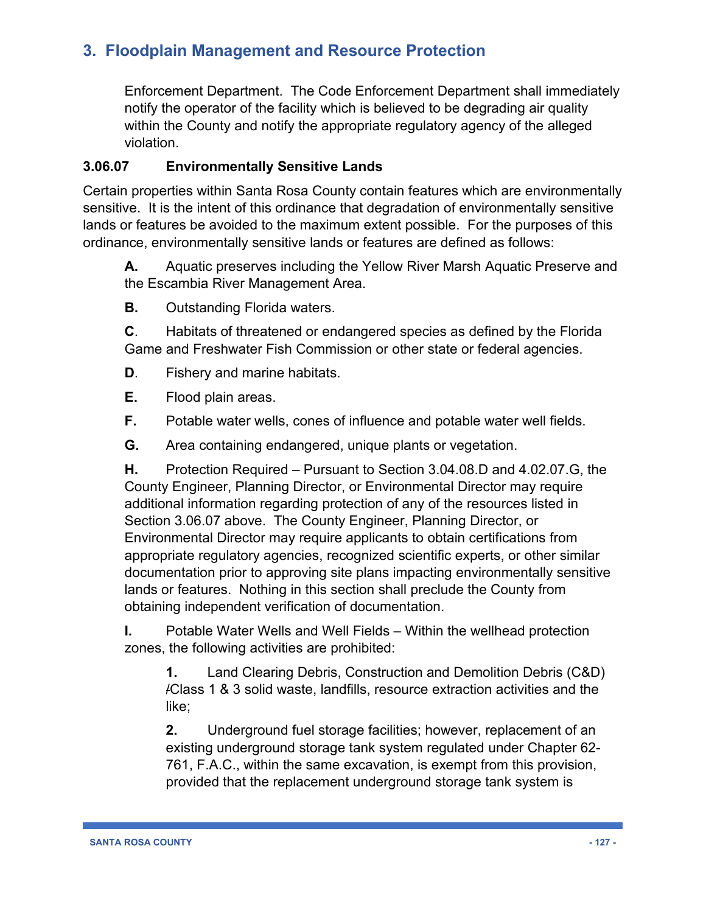Enforcement Department. The Code Enforcement Department shall immediately notify the operator of the facility which is believed to be degrading air quality within the County and notify the appropriate regulatory agency of the alleged violation.

### 3.06.07 Environmentally Sensitive Lands

Certain properties within Santa Rosa County contain features which are environmentally sensitive. It is the intent of this ordinance that degradation of environmentally sensitive lands or features be avoided to the maximum extent possible. For the purposes of this ordinance, environmentally sensitive lands or features are defined as follows:

**A.** Aquatic preserves including the Yellow River Marsh Aquatic Preserve and the Escambia River Management Area.

**B.** Outstanding Florida waters.

**C**. Habitats of threatened or endangered species as defined by the Florida Game and Freshwater Fish Commission or other state or federal agencies.

**D**. Fishery and marine habitats.

**E.** Flood plain areas.

**F.** Potable water wells, cones of influence and potable water well fields.

**G.** Area containing endangered, unique plants or vegetation.

**H.** Protection Required – Pursuant to Section 3.04.08.D and 4.02.07.G, the County Engineer, Planning Director, or Environmental Director may require additional information regarding protection of any of the resources listed in Section 3.06.07 above. The County Engineer, Planning Director, or Environmental Director may require applicants to obtain certifications from appropriate regulatory agencies, recognized scientific experts, or other similar documentation prior to approving site plans impacting environmentally sensitive lands or features. Nothing in this section shall preclude the County from obtaining independent verification of documentation.

**I.** Potable Water Wells and Well Fields – Within the wellhead protection zones, the following activities are prohibited:

**1.** Land Clearing Debris, Construction and Demolition Debris (C&D) /Class 1 & 3 solid waste, landfills, resource extraction activities and the like;

**2.** Underground fuel storage facilities; however, replacement of an existing underground storage tank system regulated under Chapter 62-761, F.A.C., within the same excavation, is exempt from this provision, provided that the replacement underground storage tank system is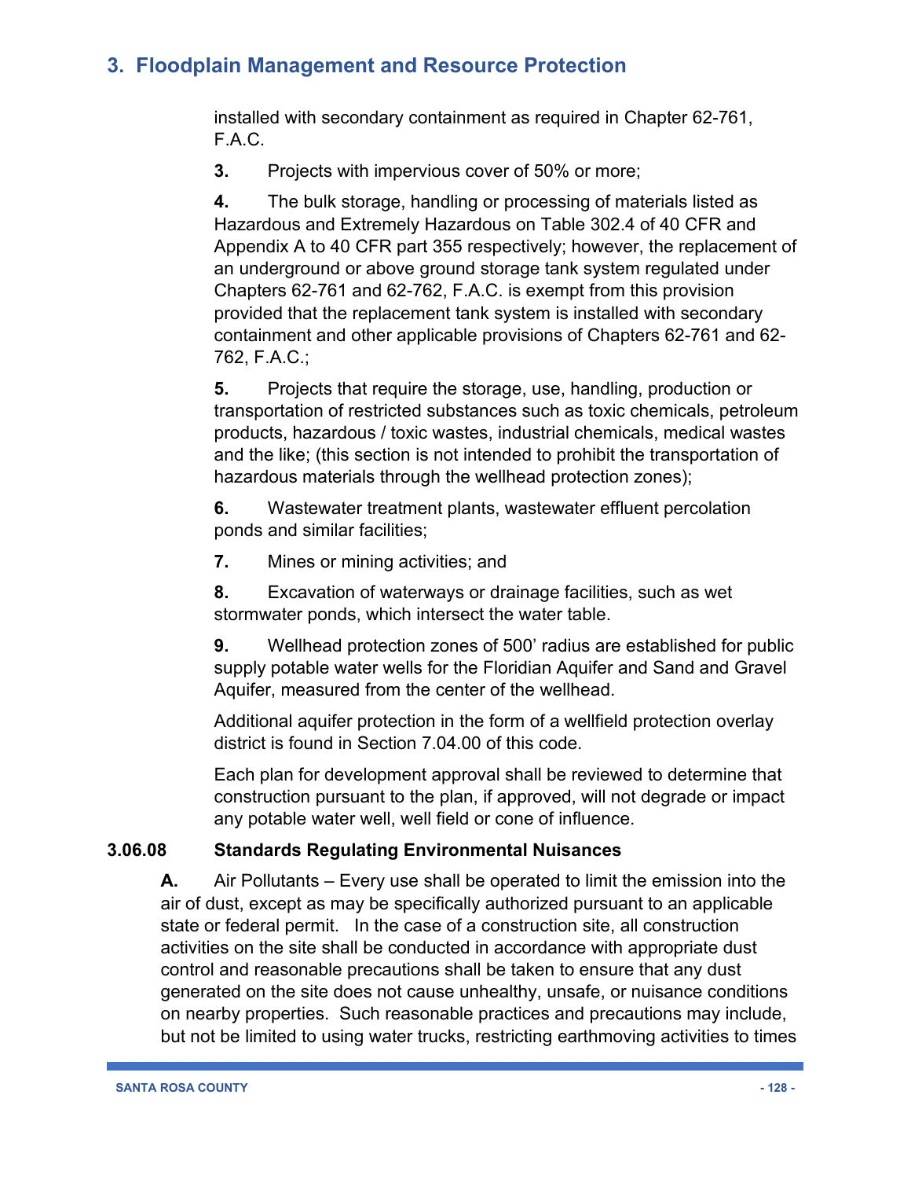installed with secondary containment as required in Chapter 62-761, F.A.C.

**3.** Projects with impervious cover of 50% or more;

**4.** The bulk storage, handling or processing of materials listed as Hazardous and Extremely Hazardous on Table 302.4 of 40 CFR and Appendix A to 40 CFR part 355 respectively; however, the replacement of an underground or above ground storage tank system regulated under Chapters 62-761 and 62-762, F.A.C. is exempt from this provision provided that the replacement tank system is installed with secondary containment and other applicable provisions of Chapters 62-761 and 62-762, F.A.C.;

**5.** Projects that require the storage, use, handling, production or transportation of restricted substances such as toxic chemicals, petroleum products, hazardous / toxic wastes, industrial chemicals, medical wastes and the like; (this section is not intended to prohibit the transportation of hazardous materials through the wellhead protection zones);

**6.** Wastewater treatment plants, wastewater effluent percolation ponds and similar facilities;

**7.** Mines or mining activities; and

**8.** Excavation of waterways or drainage facilities, such as wet stormwater ponds, which intersect the water table.

**9.** Wellhead protection zones of 500' radius are established for public supply potable water wells for the Floridian Aquifer and Sand and Gravel Aquifer, measured from the center of the wellhead.

Additional aquifer protection in the form of a wellfield protection overlay district is found in Section 7.04.00 of this code.

Each plan for development approval shall be reviewed to determine that construction pursuant to the plan, if approved, will not degrade or impact any potable water well, well field or cone of influence.

### 3.06.08 Standards Regulating Environmental Nuisances

**A.** Air Pollutants – Every use shall be operated to limit the emission into the air of dust, except as may be specifically authorized pursuant to an applicable state or federal permit. In the case of a construction site, all construction activities on the site shall be conducted in accordance with appropriate dust control and reasonable precautions shall be taken to ensure that any dust generated on the site does not cause unhealthy, unsafe, or nuisance conditions on nearby properties. Such reasonable practices and precautions may include, but not be limited to using water trucks, restricting earthmoving activities to times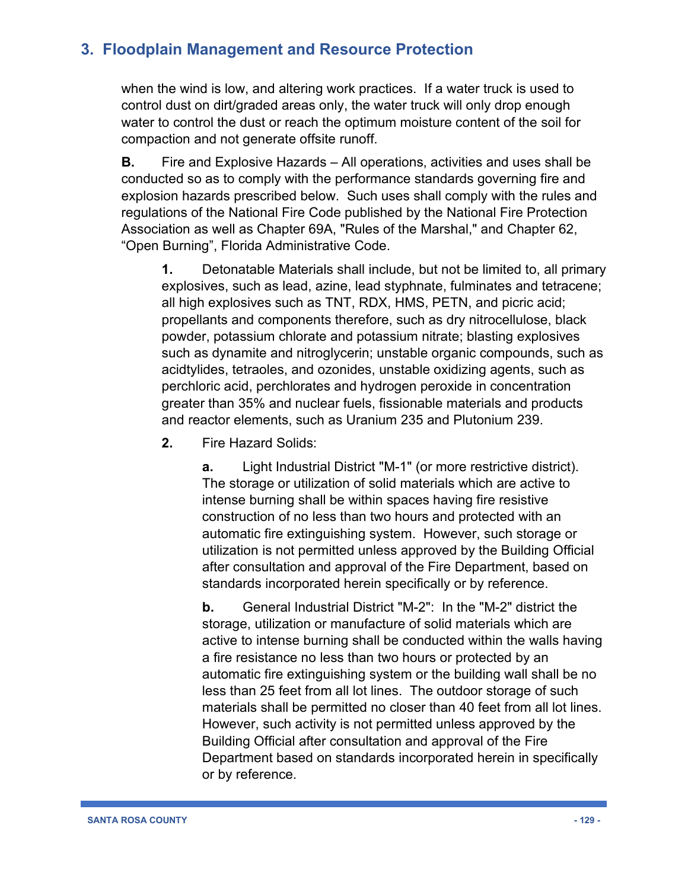when the wind is low, and altering work practices. If a water truck is used to control dust on dirt/graded areas only, the water truck will only drop enough water to control the dust or reach the optimum moisture content of the soil for compaction and not generate offsite runoff.

**B.** Fire and Explosive Hazards – All operations, activities and uses shall be conducted so as to comply with the performance standards governing fire and explosion hazards prescribed below. Such uses shall comply with the rules and regulations of the National Fire Code published by the National Fire Protection Association as well as Chapter 69A, "Rules of the Marshal," and Chapter 62, "Open Burning", Florida Administrative Code.

**1.** Detonatable Materials shall include, but not be limited to, all primary explosives, such as lead, azine, lead styphnate, fulminates and tetracene; all high explosives such as TNT, RDX, HMS, PETN, and picric acid; propellants and components therefore, such as dry nitrocellulose, black powder, potassium chlorate and potassium nitrate; blasting explosives such as dynamite and nitroglycerin; unstable organic compounds, such as acidtylides, tetraoles, and ozonides, unstable oxidizing agents, such as perchloric acid, perchlorates and hydrogen peroxide in concentration greater than 35% and nuclear fuels, fissionable materials and products and reactor elements, such as Uranium 235 and Plutonium 239.

**2.** Fire Hazard Solids:

**a.** Light Industrial District "M-1" (or more restrictive district). The storage or utilization of solid materials which are active to intense burning shall be within spaces having fire resistive construction of no less than two hours and protected with an automatic fire extinguishing system. However, such storage or utilization is not permitted unless approved by the Building Official after consultation and approval of the Fire Department, based on standards incorporated herein specifically or by reference.

**b.** General Industrial District "M-2": In the "M-2" district the storage, utilization or manufacture of solid materials which are active to intense burning shall be conducted within the walls having a fire resistance no less than two hours or protected by an automatic fire extinguishing system or the building wall shall be no less than 25 feet from all lot lines. The outdoor storage of such materials shall be permitted no closer than 40 feet from all lot lines. However, such activity is not permitted unless approved by the Building Official after consultation and approval of the Fire Department based on standards incorporated herein in specifically or by reference.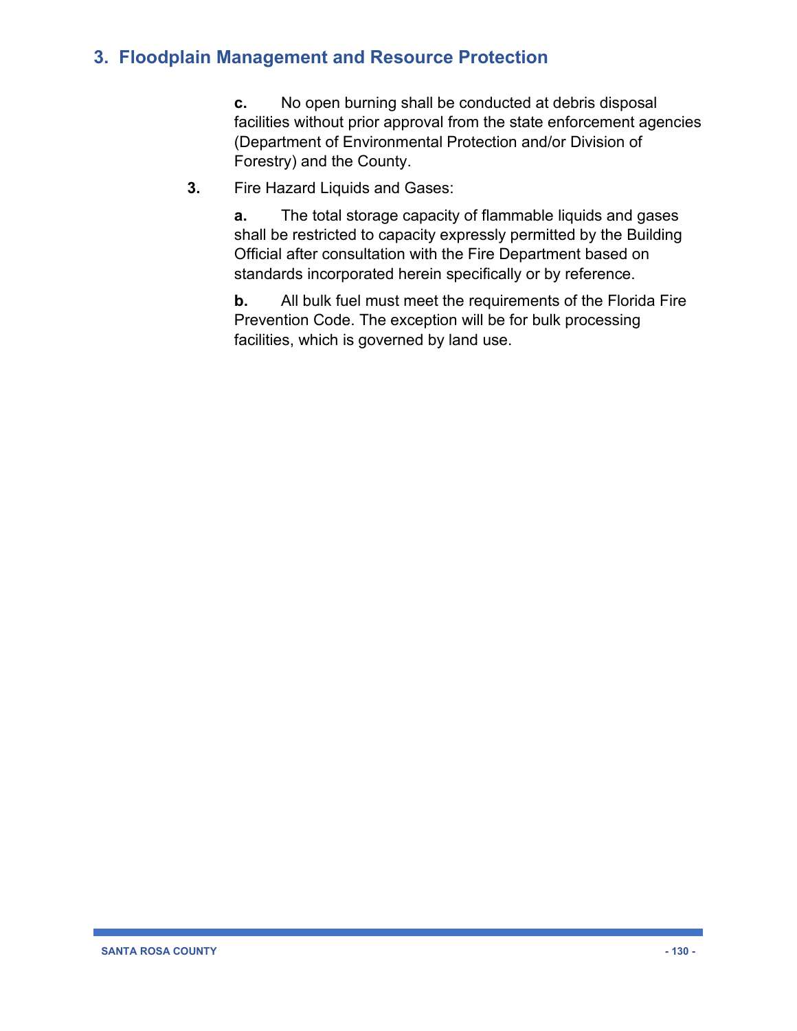**c.** No open burning shall be conducted at debris disposal facilities without prior approval from the state enforcement agencies (Department of Environmental Protection and/or Division of Forestry) and the County.

**3.** Fire Hazard Liquids and Gases:

**a.** The total storage capacity of flammable liquids and gases shall be restricted to capacity expressly permitted by the Building Official after consultation with the Fire Department based on standards incorporated herein specifically or by reference.

**b.** All bulk fuel must meet the requirements of the Florida Fire Prevention Code. The exception will be for bulk processing facilities, which is governed by land use.